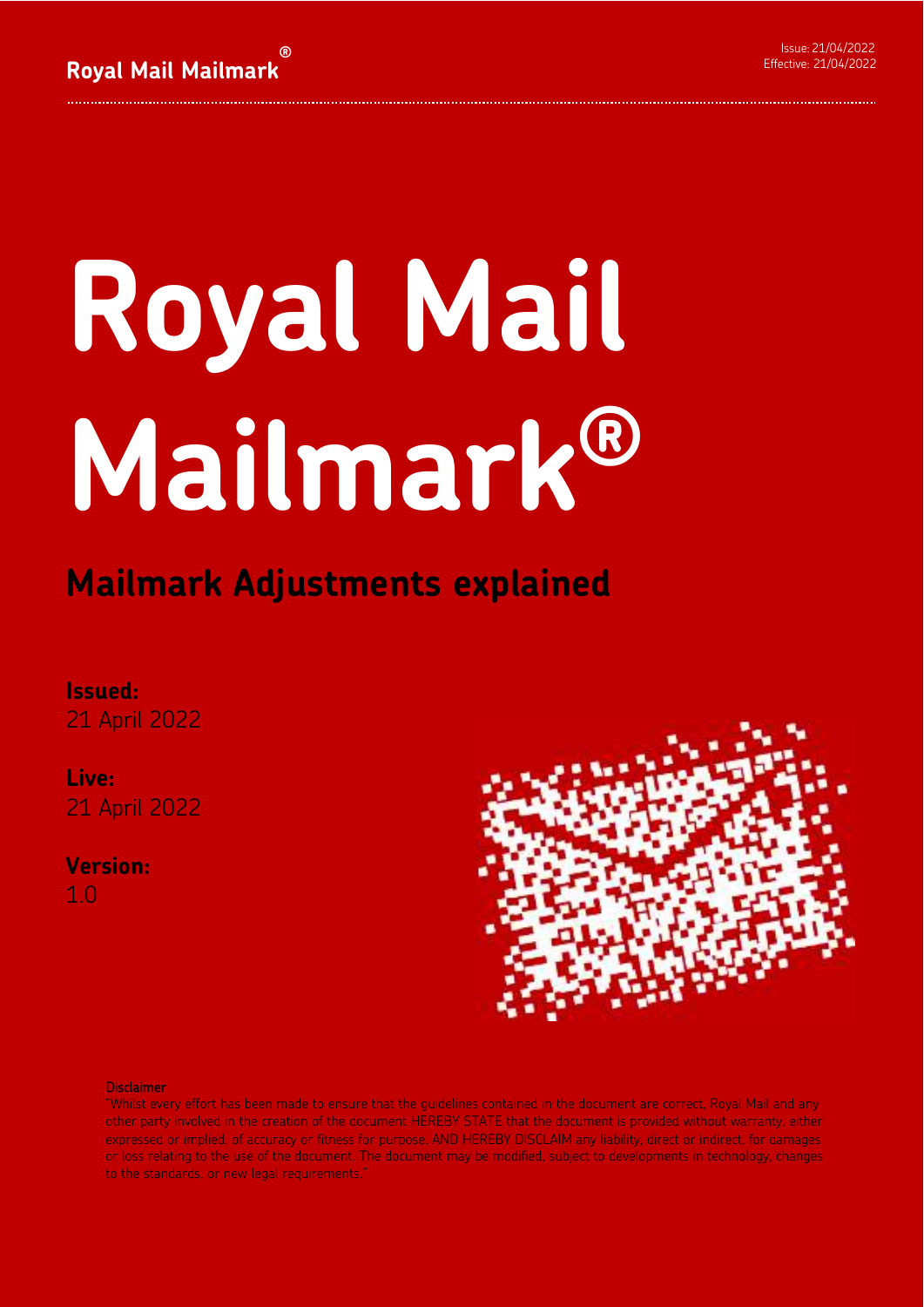Royal Mail Mailmark®

Issue: 21/04/2022
Effective: 21/04/2022

# Royal Mail Mailmark®

## Mailmark Adjustments explained

**Issued:**
21 April 2022

**Live:**
21 April 2022

**Version:**
1.0

Disclaimer
"Whilst every effort has been made to ensure that the guidelines contained in the document are correct, Royal Mail and any other party involved in the creation of the document HEREBY STATE that the document is provided without warranty, either expressed or implied, of accuracy or fitness for purpose, AND HEREBY DISCLAIM any liability, direct or indirect, for damages or loss relating to the use of the document. The document may be modified, subject to developments in technology, changes to the standards, or new legal requirements."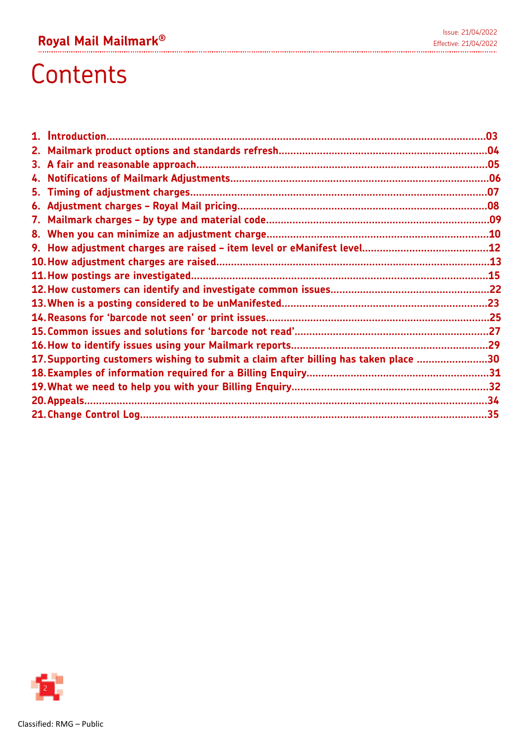# Contents

1. Introduction....03
2. Mailmark product options and standards refresh....04
3. A fair and reasonable approach....05
4. Notifications of Mailmark Adjustments....06
5. Timing of adjustment charges....07
6. Adjustment charges – Royal Mail pricing....08
7. Mailmark charges – by type and material code....09
8. When you can minimize an adjustment charge....10
9. How adjustment charges are raised – item level or eManifest level....12
10. How adjustment charges are raised....13
11. How postings are investigated....15
12. How customers can identify and investigate common issues....22
13. When is a posting considered to be unManifested....23
14. Reasons for 'barcode not seen' or print issues....25
15. Common issues and solutions for 'barcode not read'....27
16. How to identify issues using your Mailmark reports....29
17. Supporting customers wishing to submit a claim after billing has taken place....30
18. Examples of information required for a Billing Enquiry....31
19. What we need to help you with your Billing Enquiry....32
20. Appeals....34
21. Change Control Log....35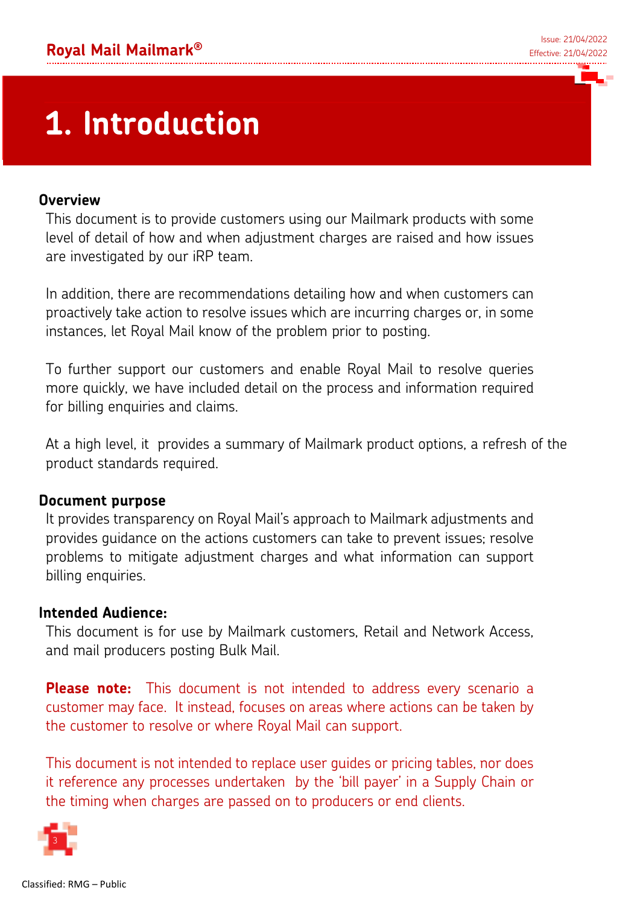# 1. Introduction

### Overview

This document is to provide customers using our Mailmark products with some level of detail of how and when adjustment charges are raised and how issues are investigated by our iRP team.

In addition, there are recommendations detailing how and when customers can proactively take action to resolve issues which are incurring charges or, in some instances, let Royal Mail know of the problem prior to posting.

To further support our customers and enable Royal Mail to resolve queries more quickly, we have included detail on the process and information required for billing enquiries and claims.

At a high level, it provides a summary of Mailmark product options, a refresh of the product standards required.

### Document purpose

It provides transparency on Royal Mail's approach to Mailmark adjustments and provides guidance on the actions customers can take to prevent issues; resolve problems to mitigate adjustment charges and what information can support billing enquiries.

### Intended Audience:

This document is for use by Mailmark customers, Retail and Network Access, and mail producers posting Bulk Mail.

**Please note:** This document is not intended to address every scenario a customer may face. It instead, focuses on areas where actions can be taken by the customer to resolve or where Royal Mail can support.

This document is not intended to replace user guides or pricing tables, nor does it reference any processes undertaken by the 'bill payer' in a Supply Chain or the timing when charges are passed on to producers or end clients.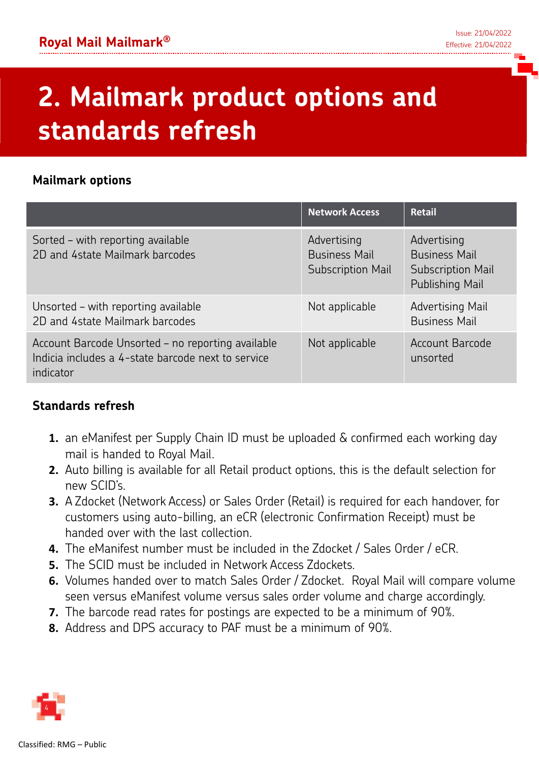# 2. Mailmark product options and standards refresh

### Mailmark options

| | Network Access | Retail |
|---|---|---|
| Sorted – with reporting available<br>2D and 4state Mailmark barcodes | Advertising<br>Business Mail<br>Subscription Mail | Advertising<br>Business Mail<br>Subscription Mail<br>Publishing Mail |
| Unsorted – with reporting available<br>2D and 4state Mailmark barcodes | Not applicable | Advertising Mail<br>Business Mail |
| Account Barcode Unsorted – no reporting available<br>Indicia includes a 4-state barcode next to service indicator | Not applicable | Account Barcode unsorted |

### Standards refresh

1. an eManifest per Supply Chain ID must be uploaded & confirmed each working day mail is handed to Royal Mail.
2. Auto billing is available for all Retail product options, this is the default selection for new SCID's.
3. A Zdocket (Network Access) or Sales Order (Retail) is required for each handover, for customers using auto-billing, an eCR (electronic Confirmation Receipt) must be handed over with the last collection.
4. The eManifest number must be included in the Zdocket / Sales Order / eCR.
5. The SCID must be included in Network Access Zdockets.
6. Volumes handed over to match Sales Order / Zdocket. Royal Mail will compare volume seen versus eManifest volume versus sales order volume and charge accordingly.
7. The barcode read rates for postings are expected to be a minimum of 90%.
8. Address and DPS accuracy to PAF must be a minimum of 90%.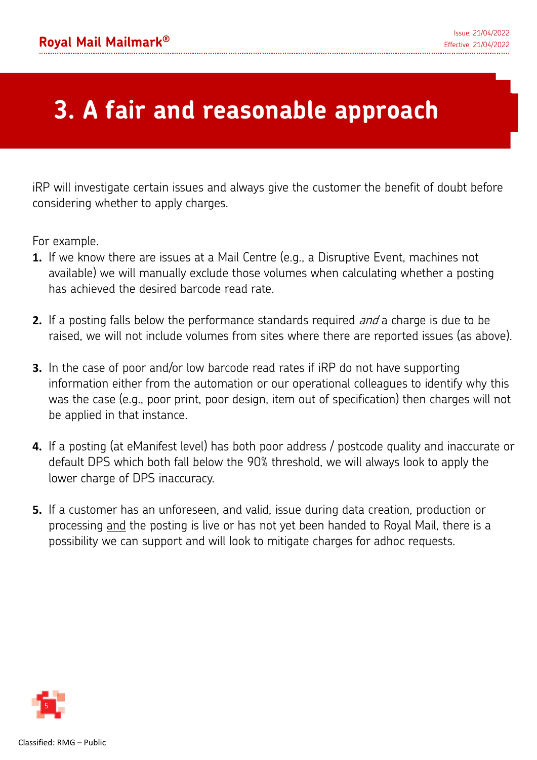# 3. A fair and reasonable approach

iRP will investigate certain issues and always give the customer the benefit of doubt before considering whether to apply charges.

For example.

1. If we know there are issues at a Mail Centre (e.g., a Disruptive Event, machines not available) we will manually exclude those volumes when calculating whether a posting has achieved the desired barcode read rate.

2. If a posting falls below the performance standards required *and* a charge is due to be raised, we will not include volumes from sites where there are reported issues (as above).

3. In the case of poor and/or low barcode read rates if iRP do not have supporting information either from the automation or our operational colleagues to identify why this was the case (e.g., poor print, poor design, item out of specification) then charges will not be applied in that instance.

4. If a posting (at eManifest level) has both poor address / postcode quality and inaccurate or default DPS which both fall below the 90% threshold, we will always look to apply the lower charge of DPS inaccuracy.

5. If a customer has an unforeseen, and valid, issue during data creation, production or processing and the posting is live or has not yet been handed to Royal Mail, there is a possibility we can support and will look to mitigate charges for adhoc requests.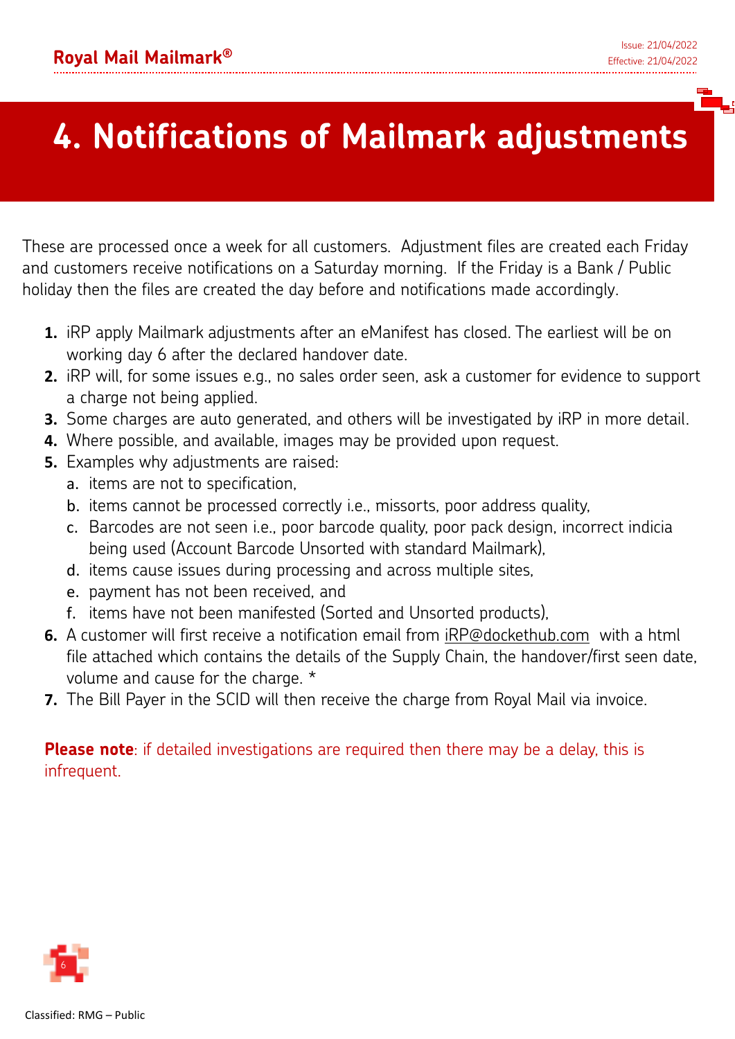# 4. Notifications of Mailmark adjustments

These are processed once a week for all customers. Adjustment files are created each Friday and customers receive notifications on a Saturday morning. If the Friday is a Bank / Public holiday then the files are created the day before and notifications made accordingly.

1. iRP apply Mailmark adjustments after an eManifest has closed. The earliest will be on working day 6 after the declared handover date.
2. iRP will, for some issues e.g., no sales order seen, ask a customer for evidence to support a charge not being applied.
3. Some charges are auto generated, and others will be investigated by iRP in more detail.
4. Where possible, and available, images may be provided upon request.
5. Examples why adjustments are raised:
   a. items are not to specification,
   b. items cannot be processed correctly i.e., missorts, poor address quality,
   c. Barcodes are not seen i.e., poor barcode quality, poor pack design, incorrect indicia being used (Account Barcode Unsorted with standard Mailmark),
   d. items cause issues during processing and across multiple sites,
   e. payment has not been received, and
   f. items have not been manifested (Sorted and Unsorted products),
6. A customer will first receive a notification email from iRP@dockethub.com with a html file attached which contains the details of the Supply Chain, the handover/first seen date, volume and cause for the charge. *
7. The Bill Payer in the SCID will then receive the charge from Royal Mail via invoice.

**Please note**: if detailed investigations are required then there may be a delay, this is infrequent.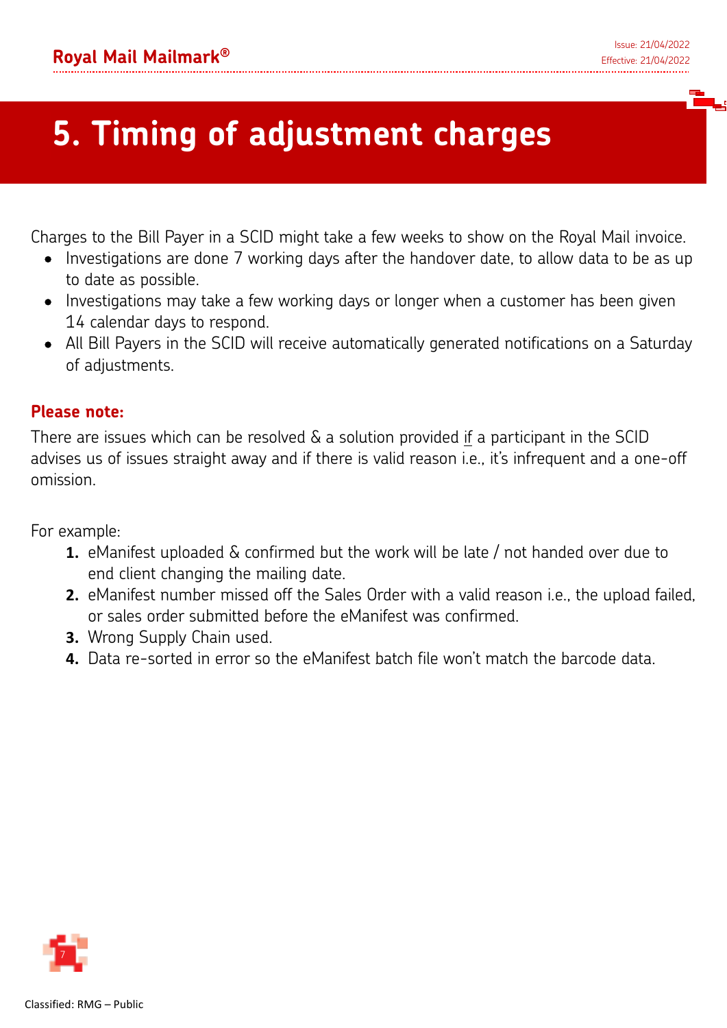# 5. Timing of adjustment charges

Charges to the Bill Payer in a SCID might take a few weeks to show on the Royal Mail invoice.

- Investigations are done 7 working days after the handover date, to allow data to be as up to date as possible.
- Investigations may take a few working days or longer when a customer has been given 14 calendar days to respond.
- All Bill Payers in the SCID will receive automatically generated notifications on a Saturday of adjustments.

**Please note:**

There are issues which can be resolved & a solution provided if a participant in the SCID advises us of issues straight away and if there is valid reason i.e., it's infrequent and a one-off omission.

For example:

1. eManifest uploaded & confirmed but the work will be late / not handed over due to end client changing the mailing date.
2. eManifest number missed off the Sales Order with a valid reason i.e., the upload failed, or sales order submitted before the eManifest was confirmed.
3. Wrong Supply Chain used.
4. Data re-sorted in error so the eManifest batch file won't match the barcode data.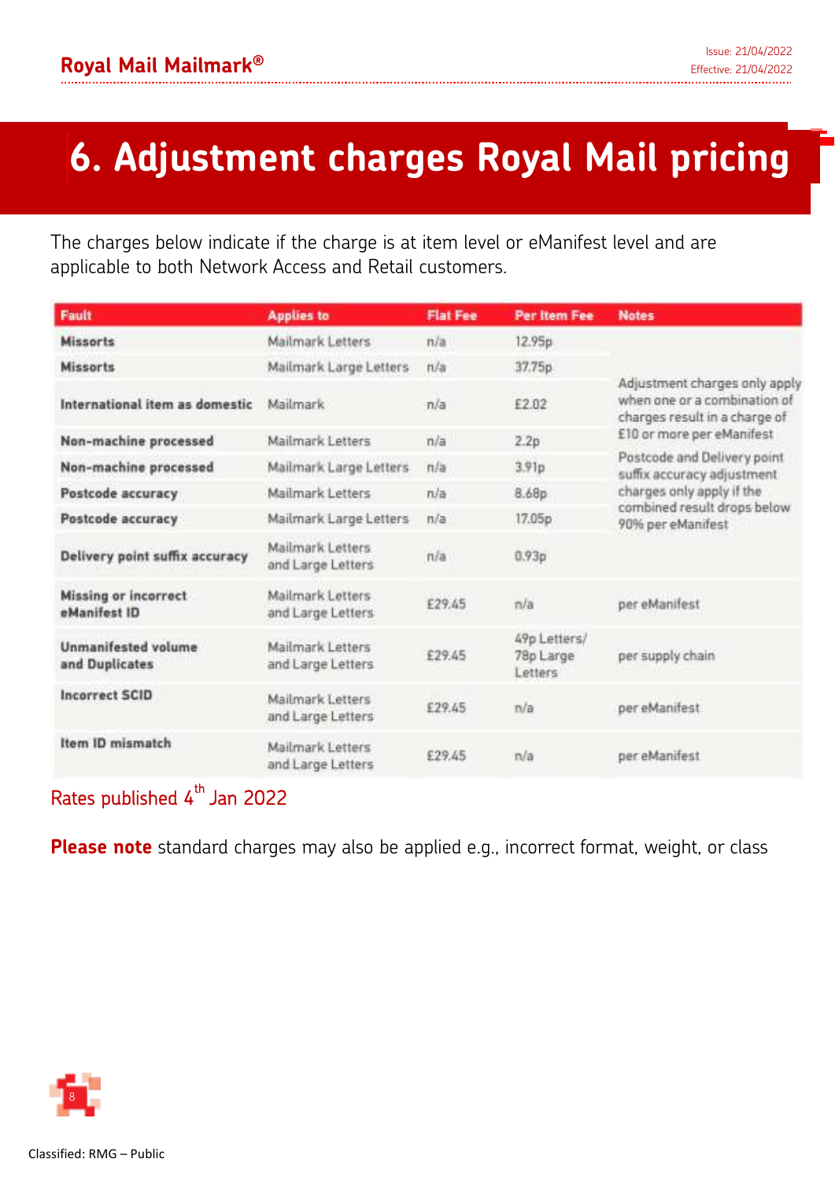# 6. Adjustment charges Royal Mail pricing

The charges below indicate if the charge is at item level or eManifest level and are applicable to both Network Access and Retail customers.

| Fault | Applies to | Flat Fee | Per Item Fee | Notes |
|---|---|---|---|---|
| **Missorts** | Mailmark Letters | n/a | 12.95p | Adjustment charges only apply when one or a combination of charges result in a charge of £10 or more per eManifest. Postcode and Delivery point suffix accuracy adjustment charges only apply if the combined result drops below 90% per eManifest |
| **Missorts** | Mailmark Large Letters | n/a | 37.75p | |
| **International item as domestic** | Mailmark | n/a | £2.02 | |
| **Non-machine processed** | Mailmark Letters | n/a | 2.2p | |
| **Non-machine processed** | Mailmark Large Letters | n/a | 3.91p | |
| **Postcode accuracy** | Mailmark Letters | n/a | 8.68p | |
| **Postcode accuracy** | Mailmark Large Letters | n/a | 17.05p | |
| **Delivery point suffix accuracy** | Mailmark Letters and Large Letters | n/a | 0.93p | |
| **Missing or incorrect eManifest ID** | Mailmark Letters and Large Letters | £29.45 | n/a | per eManifest |
| **Unmanifested volume and Duplicates** | Mailmark Letters and Large Letters | £29.45 | 49p Letters/ 78p Large Letters | per supply chain |
| **Incorrect SCID** | Mailmark Letters and Large Letters | £29.45 | n/a | per eManifest |
| **Item ID mismatch** | Mailmark Letters and Large Letters | £29.45 | n/a | per eManifest |

Rates published 4th Jan 2022

**Please note** standard charges may also be applied e.g., incorrect format, weight, or class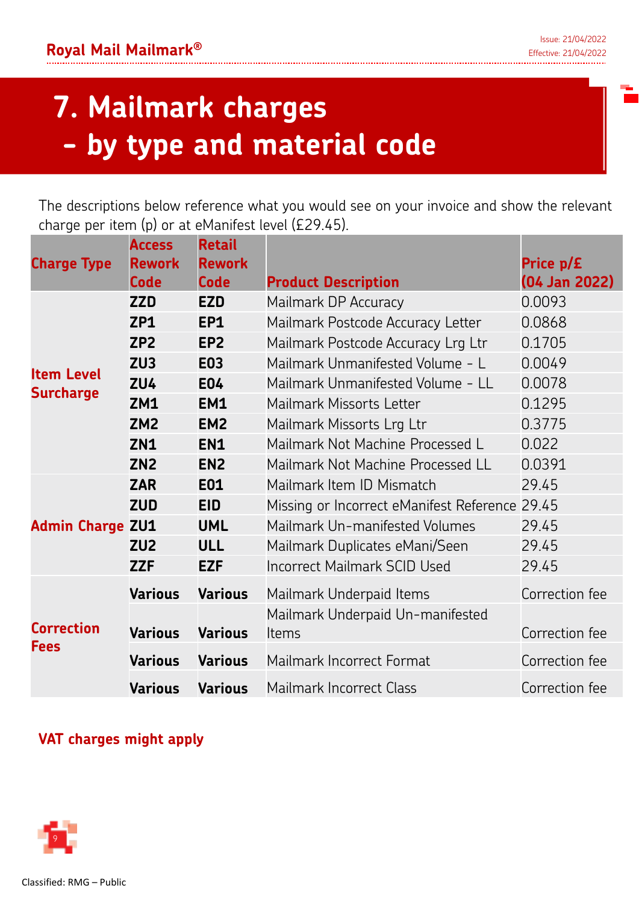# 7. Mailmark charges – by type and material code

The descriptions below reference what you would see on your invoice and show the relevant charge per item (p) or at eManifest level (£29.45).

| Charge Type | Access Rework Code | Retail Rework Code | Product Description | Price p/£ (04 Jan 2022) |
|---|---|---|---|---|
| Item Level Surcharge | ZZD | EZD | Mailmark DP Accuracy | 0.0093 |
| | ZP1 | EP1 | Mailmark Postcode Accuracy Letter | 0.0868 |
| | ZP2 | EP2 | Mailmark Postcode Accuracy Lrg Ltr | 0.1705 |
| | ZU3 | E03 | Mailmark Unmanifested Volume - L | 0.0049 |
| | ZU4 | E04 | Mailmark Unmanifested Volume - LL | 0.0078 |
| | ZM1 | EM1 | Mailmark Missorts Letter | 0.1295 |
| | ZM2 | EM2 | Mailmark Missorts Lrg Ltr | 0.3775 |
| | ZN1 | EN1 | Mailmark Not Machine Processed L | 0.022 |
| | ZN2 | EN2 | Mailmark Not Machine Processed LL | 0.0391 |
| Admin Charge | ZAR | E01 | Mailmark Item ID Mismatch | 29.45 |
| | ZUD | EID | Missing or Incorrect eManifest Reference | 29.45 |
| | ZU1 | UML | Mailmark Un-manifested Volumes | 29.45 |
| | ZU2 | ULL | Mailmark Duplicates eMani/Seen | 29.45 |
| | ZZF | EZF | Incorrect Mailmark SCID Used | 29.45 |
| Correction Fees | Various | Various | Mailmark Underpaid Items | Correction fee |
| | Various | Various | Mailmark Underpaid Un-manifested Items | Correction fee |
| | Various | Various | Mailmark Incorrect Format | Correction fee |
| | Various | Various | Mailmark Incorrect Class | Correction fee |

**VAT charges might apply**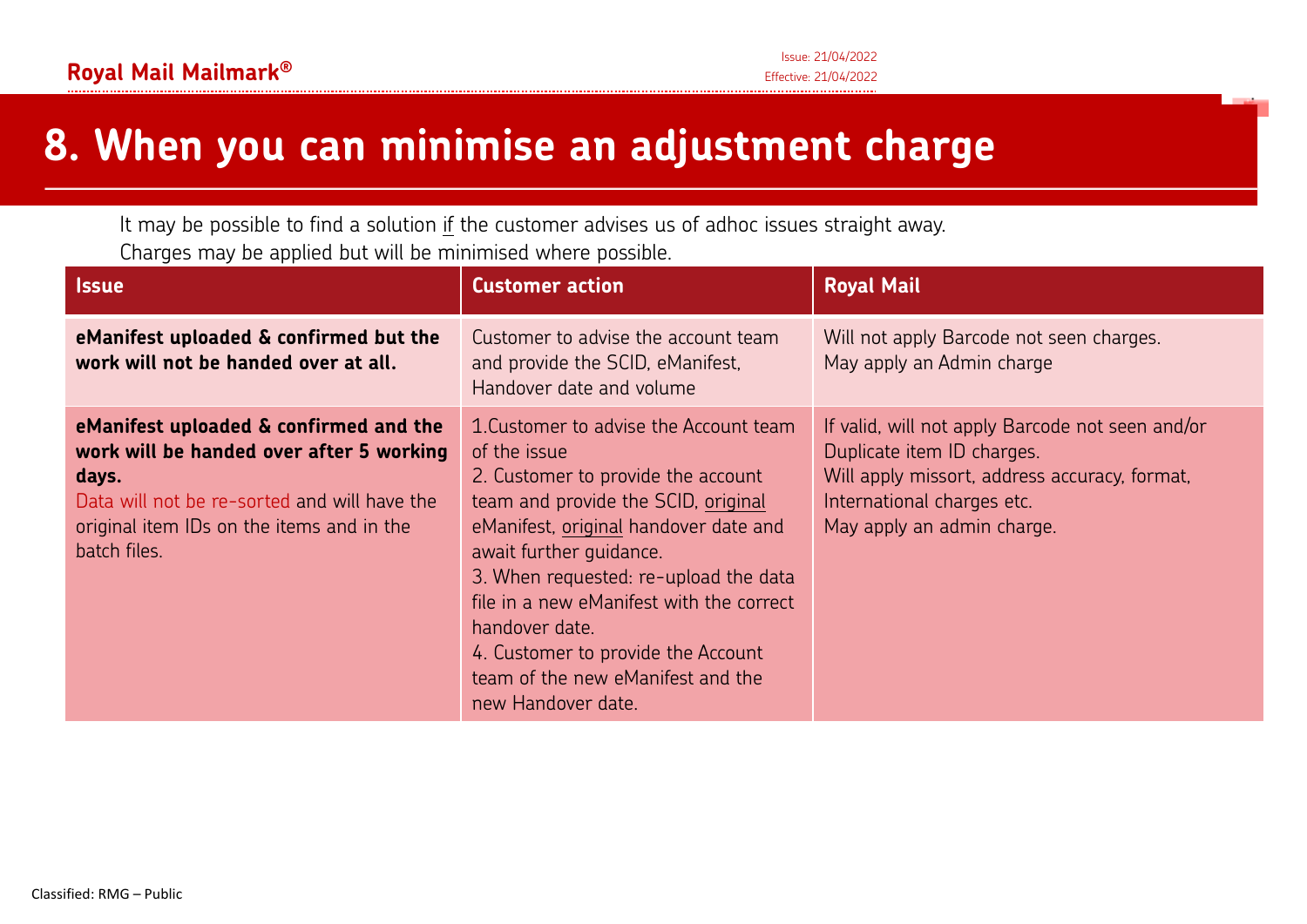# 8. When you can minimise an adjustment charge

It may be possible to find a solution if the customer advises us of adhoc issues straight away.
Charges may be applied but will be minimised where possible.

| Issue | Customer action | Royal Mail |
|---|---|---|
| **eManifest uploaded & confirmed but the work will not be handed over at all.** | Customer to advise the account team and provide the SCID, eManifest, Handover date and volume | Will not apply Barcode not seen charges.<br>May apply an Admin charge |
| **eManifest uploaded & confirmed and the work will be handed over after 5 working days.**<br>Data will not be re-sorted and will have the original item IDs on the items and in the batch files. | 1.Customer to advise the Account team of the issue<br>2. Customer to provide the account team and provide the SCID, original eManifest, original handover date and await further guidance.<br>3. When requested: re-upload the data file in a new eManifest with the correct handover date.<br>4. Customer to provide the Account team of the new eManifest and the new Handover date. | If valid, will not apply Barcode not seen and/or Duplicate item ID charges.<br>Will apply missort, address accuracy, format, International charges etc.<br>May apply an admin charge. |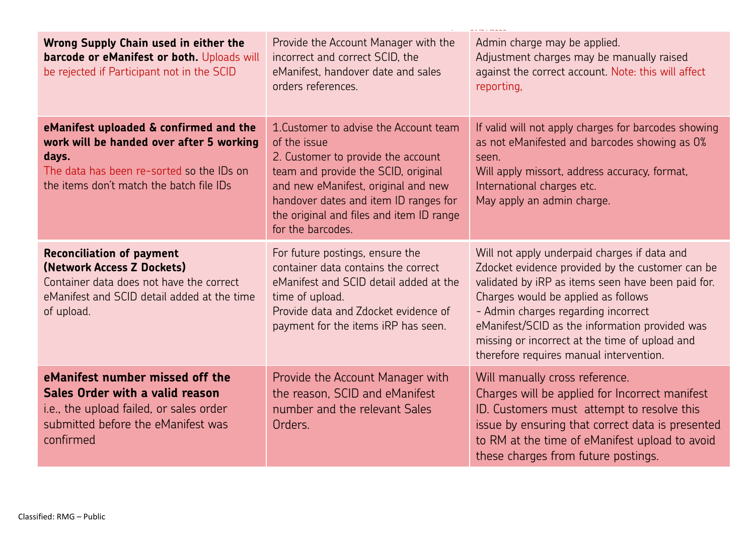| | | |
|---|---|---|
| **Wrong Supply Chain used in either the barcode or eManifest or both.** Uploads will be rejected if Participant not in the SCID | Provide the Account Manager with the incorrect and correct SCID, the eManifest, handover date and sales orders references. | Admin charge may be applied.<br>Adjustment charges may be manually raised against the correct account. Note: this will affect reporting, |
| **eManifest uploaded & confirmed and the work will be handed over after 5 working days.**<br>The data has been re-sorted so the IDs on the items don't match the batch file IDs | 1.Customer to advise the Account team of the issue<br>2. Customer to provide the account team and provide the SCID, original and new eManifest, original and new handover dates and item ID ranges for the original and files and item ID range for the barcodes. | If valid will not apply charges for barcodes showing as not eManifested and barcodes showing as 0% seen.<br>Will apply missort, address accuracy, format, International charges etc.<br>May apply an admin charge. |
| **Reconciliation of payment (Network Access Z Dockets)**<br>Container data does not have the correct eManifest and SCID detail added at the time of upload. | For future postings, ensure the container data contains the correct eManifest and SCID detail added at the time of upload.<br>Provide data and Zdocket evidence of payment for the items iRP has seen. | Will not apply underpaid charges if data and Zdocket evidence provided by the customer can be validated by iRP as items seen have been paid for.<br>Charges would be applied as follows<br>- Admin charges regarding incorrect eManifest/SCID as the information provided was missing or incorrect at the time of upload and therefore requires manual intervention. |
| **eManifest number missed off the Sales Order with a valid reason**<br>i.e., the upload failed, or sales order submitted before the eManifest was confirmed | Provide the Account Manager with the reason, SCID and eManifest number and the relevant Sales Orders. | Will manually cross reference.<br>Charges will be applied for Incorrect manifest ID. Customers must attempt to resolve this issue by ensuring that correct data is presented to RM at the time of eManifest upload to avoid these charges from future postings. |

Classified: RMG – Public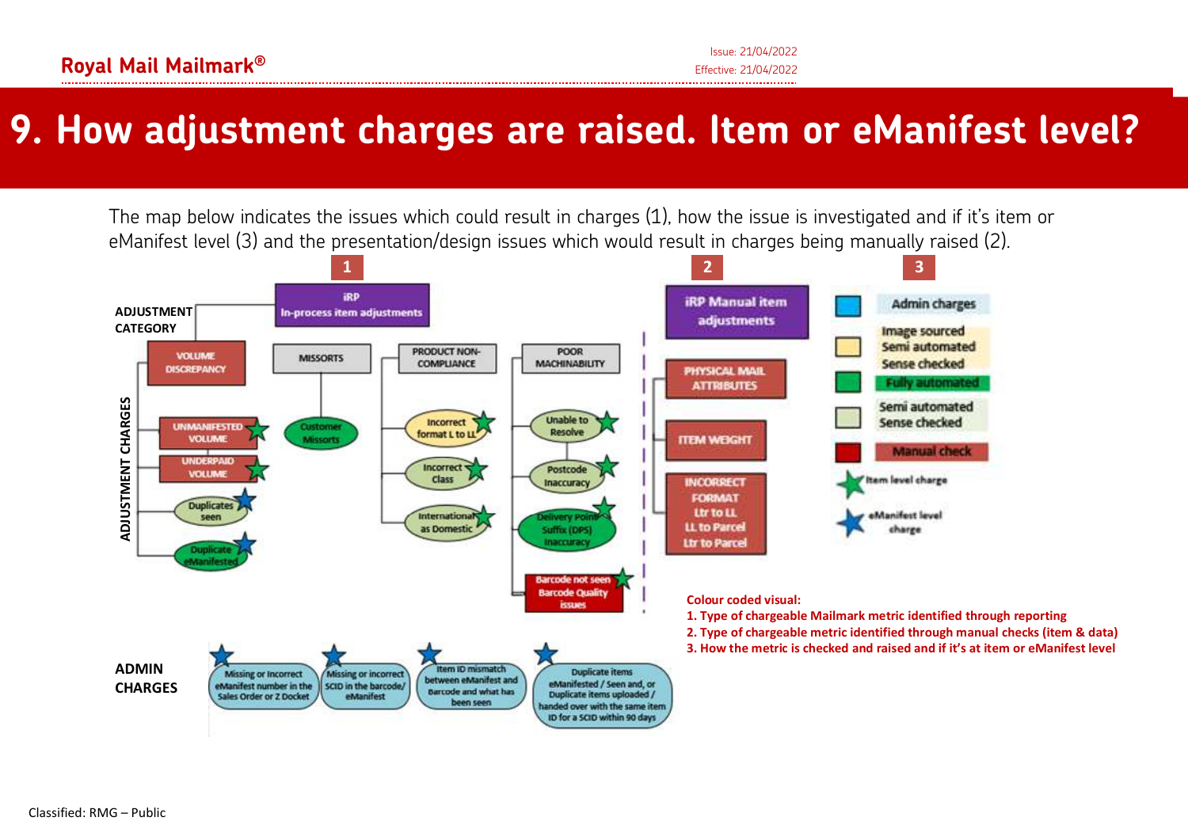# 9. How adjustment charges are raised. Item or eManifest level?

The map below indicates the issues which could result in charges (1), how the issue is investigated and if it's item or eManifest level (3) and the presentation/design issues which would result in charges being manually raised (2).

**1**

**ADJUSTMENT CATEGORY**

iRP In-process item adjustments

**ADJUSTMENT CHARGES**

- VOLUME DISCREPANCY
  - UNMANIFESTED VOLUME
  - UNDERPAID VOLUME
  - Duplicates seen
  - Duplicate eManifested
- MISSORTS
  - Customer Missorts
- PRODUCT NON-COMPLIANCE
  - Incorrect format L to LL
  - Incorrect Class
  - International as Domestic
- POOR MACHINABILITY
  - Unable to Resolve
  - Postcode Inaccuracy
  - Delivery Point Suffix (DPS) Inaccuracy
  - Barcode not seen Barcode Quality issues

**ADMIN CHARGES**

- Missing or Incorrect eManifest number in the Sales Order or Z Docket
- Missing or incorrect SCID in the barcode/ eManifest
- Item ID mismatch between eManifest and Barcode and what has been seen
- Duplicate items eManifested / Seen and, or Duplicate items uploaded / handed over with the same item ID for a SCID within 90 days

**2**

iRP Manual item adjustments

- PHYSICAL MAIL ATTRIBUTES
- ITEM WEIGHT
- INCORRECT FORMAT Ltr to LL LL to Parcel Ltr to Parcel

**3**

- Admin charges
- Image sourced Semi automated Sense checked
- Fully automated
- Semi automated Sense checked
- Manual check
- Item level charge
- eManifest level charge

**Colour coded visual:**

1. Type of chargeable Mailmark metric identified through reporting
2. Type of chargeable metric identified through manual checks (item & data)
3. How the metric is checked and raised and if it's at item or eManifest level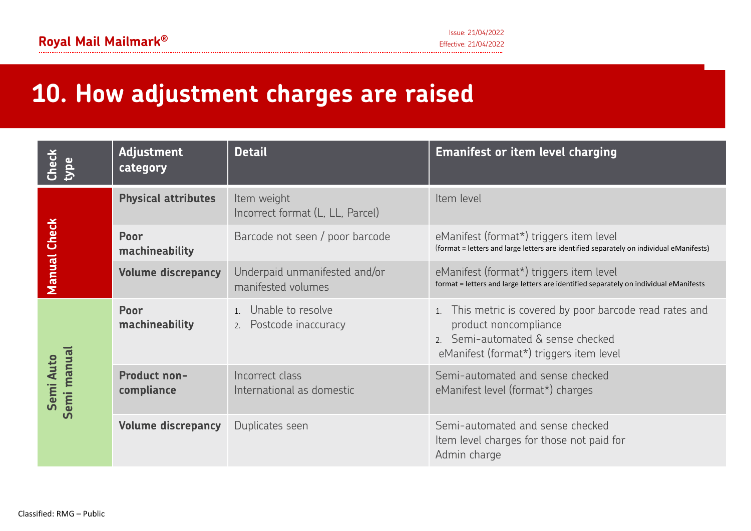# 10. How adjustment charges are raised

| Check type | Adjustment category | Detail | Emanifest or item level charging |
|---|---|---|---|
| Manual Check | **Physical attributes** | Item weight<br>Incorrect format (L, LL, Parcel) | Item level |
| | **Poor machineability** | Barcode not seen / poor barcode | eManifest (format*) triggers item level<br>(format = letters and large letters are identified separately on individual eManifests) |
| | **Volume discrepancy** | Underpaid unmanifested and/or manifested volumes | eManifest (format*) triggers item level<br>format = letters and large letters are identified separately on individual eManifests |
| Semi Auto<br>Semi manual | **Poor machineability** | 1. Unable to resolve<br>2. Postcode inaccuracy | 1. This metric is covered by poor barcode read rates and product noncompliance<br>2. Semi-automated & sense checked<br>eManifest (format*) triggers item level |
| | **Product non-compliance** | Incorrect class<br>International as domestic | Semi-automated and sense checked<br>eManifest level (format*) charges |
| | **Volume discrepancy** | Duplicates seen | Semi-automated and sense checked<br>Item level charges for those not paid for<br>Admin charge |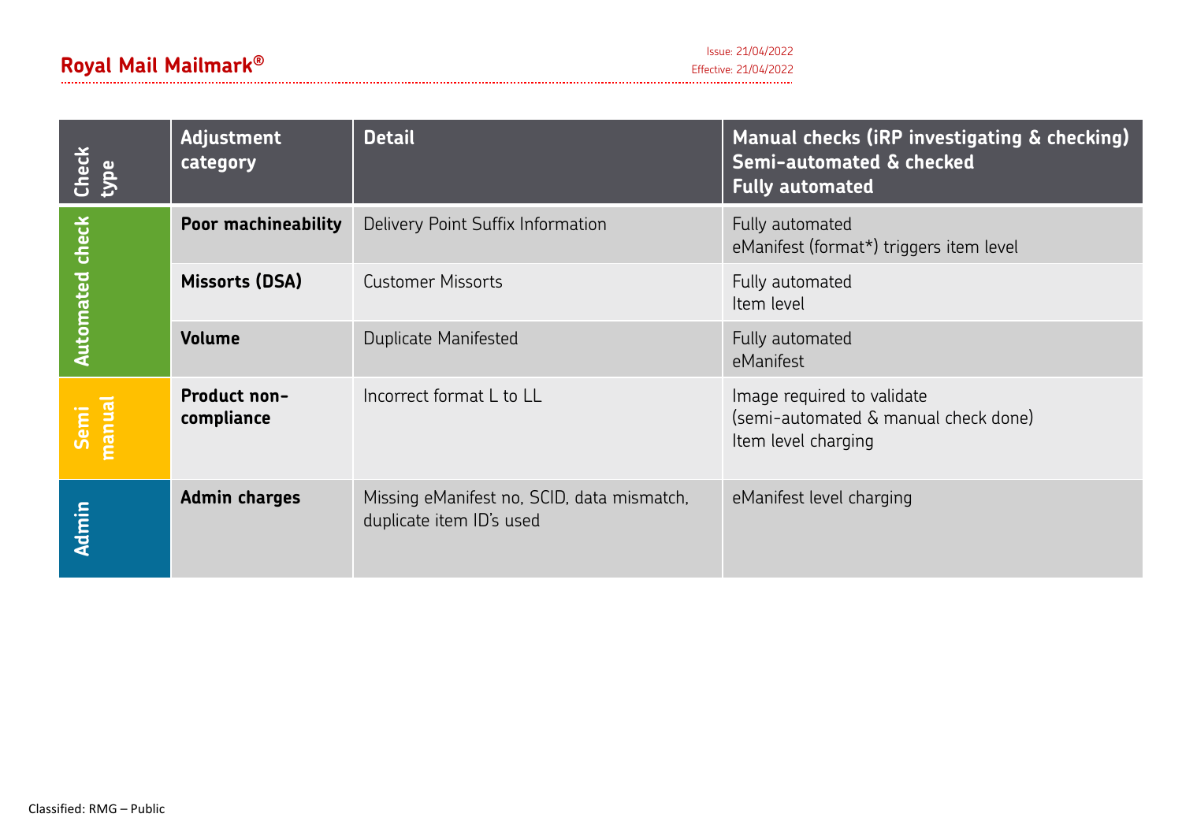| Check type | Adjustment category | Detail | Manual checks (iRP investigating & checking)<br>Semi-automated & checked<br>Fully automated |
|---|---|---|---|
| Automated check | **Poor machineability** | Delivery Point Suffix Information | Fully automated<br>eManifest (format*) triggers item level |
| | **Missorts (DSA)** | Customer Missorts | Fully automated<br>Item level |
| | **Volume** | Duplicate Manifested | Fully automated<br>eManifest |
| Semi manual | **Product non-compliance** | Incorrect format L to LL | Image required to validate<br>(semi-automated & manual check done)<br>Item level charging |
| Admin | **Admin charges** | Missing eManifest no, SCID, data mismatch, duplicate item ID's used | eManifest level charging |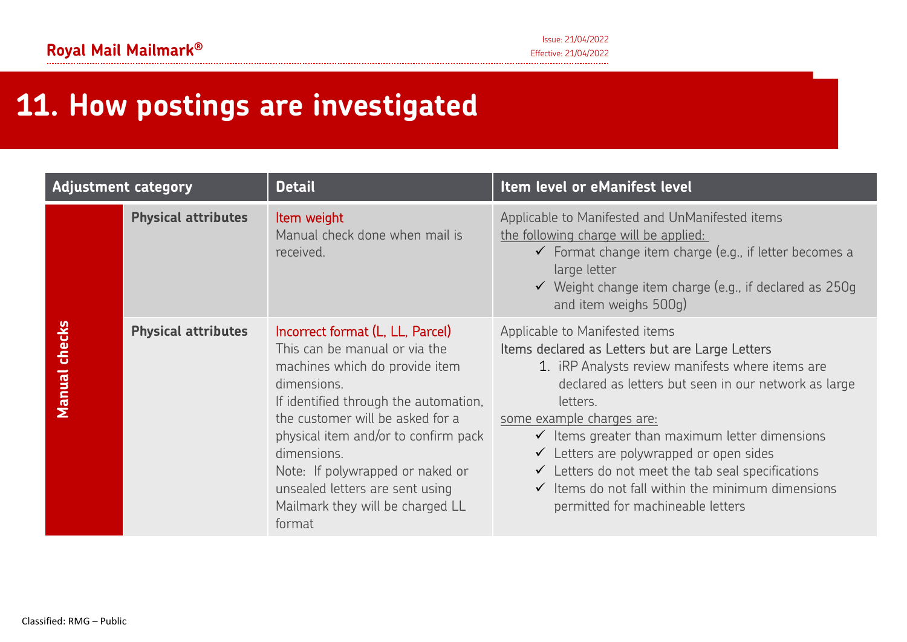# 11. How postings are investigated

| Adjustment category | | Detail | Item level or eManifest level |
|---|---|---|---|
| Manual checks | **Physical attributes** | Item weight<br>Manual check done when mail is received. | Applicable to Manifested and UnManifested items<br>the following charge will be applied:<br>✓ Format change item charge (e.g., if letter becomes a large letter<br>✓ Weight change item charge (e.g., if declared as 250g and item weighs 500g) |
| | **Physical attributes** | Incorrect format (L, LL, Parcel)<br>This can be manual or via the machines which do provide item dimensions.<br>If identified through the automation, the customer will be asked for a physical item and/or to confirm pack dimensions.<br>Note: If polywrapped or naked or unsealed letters are sent using Mailmark they will be charged LL format | Applicable to Manifested items<br>Items declared as Letters but are Large Letters<br>1. iRP Analysts review manifests where items are declared as letters but seen in our network as large letters.<br>some example charges are:<br>✓ Items greater than maximum letter dimensions<br>✓ Letters are polywrapped or open sides<br>✓ Letters do not meet the tab seal specifications<br>✓ Items do not fall within the minimum dimensions permitted for machineable letters |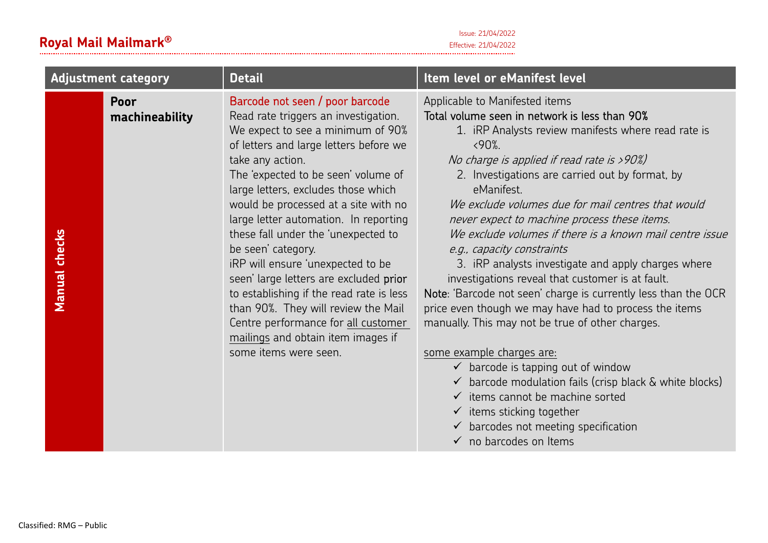| Adjustment category | | Detail | Item level or eManifest level |
|---|---|---|---|
| Manual checks | **Poor machineability** | Barcode not seen / poor barcode<br>Read rate triggers an investigation. We expect to see a minimum of 90% of letters and large letters before we take any action.<br>The 'expected to be seen' volume of large letters, excludes those which would be processed at a site with no large letter automation. In reporting these fall under the 'unexpected to be seen' category.<br>iRP will ensure 'unexpected to be seen' large letters are excluded prior to establishing if the read rate is less than 90%. They will review the Mail Centre performance for all customer mailings and obtain item images if some items were seen. | Applicable to Manifested items<br>Total volume seen in network is less than 90%<br>1. iRP Analysts review manifests where read rate is <90%.<br>*No charge is applied if read rate is >90%)*<br>2. Investigations are carried out by format, by eManifest.<br>*We exclude volumes due for mail centres that would never expect to machine process these items.*<br>*We exclude volumes if there is a known mail centre issue e.g., capacity constraints*<br>3. iRP analysts investigate and apply charges where investigations reveal that customer is at fault.<br>Note: 'Barcode not seen' charge is currently less than the OCR price even though we may have had to process the items manually. This may not be true of other charges.<br><br>some example charges are:<br>✓ barcode is tapping out of window<br>✓ barcode modulation fails (crisp black & white blocks)<br>✓ items cannot be machine sorted<br>✓ items sticking together<br>✓ barcodes not meeting specification<br>✓ no barcodes on Items |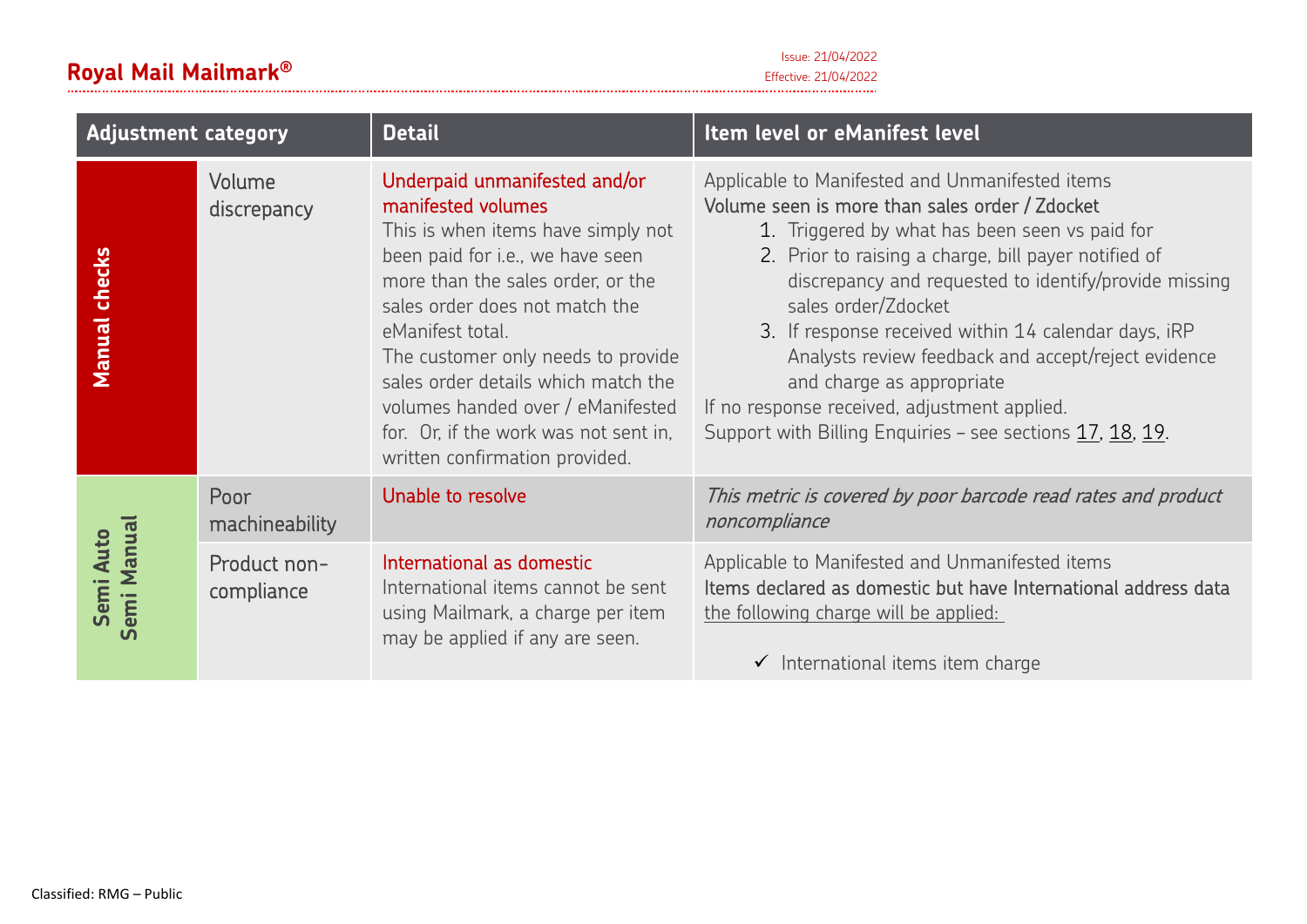| Adjustment category | | Detail | Item level or eManifest level |
|---|---|---|---|
| Manual checks | Volume discrepancy | Underpaid unmanifested and/or manifested volumes<br>This is when items have simply not been paid for i.e., we have seen more than the sales order, or the sales order does not match the eManifest total.<br>The customer only needs to provide sales order details which match the volumes handed over / eManifested for. Or, if the work was not sent in, written confirmation provided. | Applicable to Manifested and Unmanifested items<br>Volume seen is more than sales order / Zdocket<br>1. Triggered by what has been seen vs paid for<br>2. Prior to raising a charge, bill payer notified of discrepancy and requested to identify/provide missing sales order/Zdocket<br>3. If response received within 14 calendar days, iRP Analysts review feedback and accept/reject evidence and charge as appropriate<br>If no response received, adjustment applied.<br>Support with Billing Enquiries – see sections 17, 18, 19. |
| Semi Auto Semi Manual | Poor machineability | Unable to resolve | *This metric is covered by poor barcode read rates and product noncompliance* |
| | Product non-compliance | International as domestic<br>International items cannot be sent using Mailmark, a charge per item may be applied if any are seen. | Applicable to Manifested and Unmanifested items<br>Items declared as domestic but have International address data the following charge will be applied:<br>✓ International items item charge |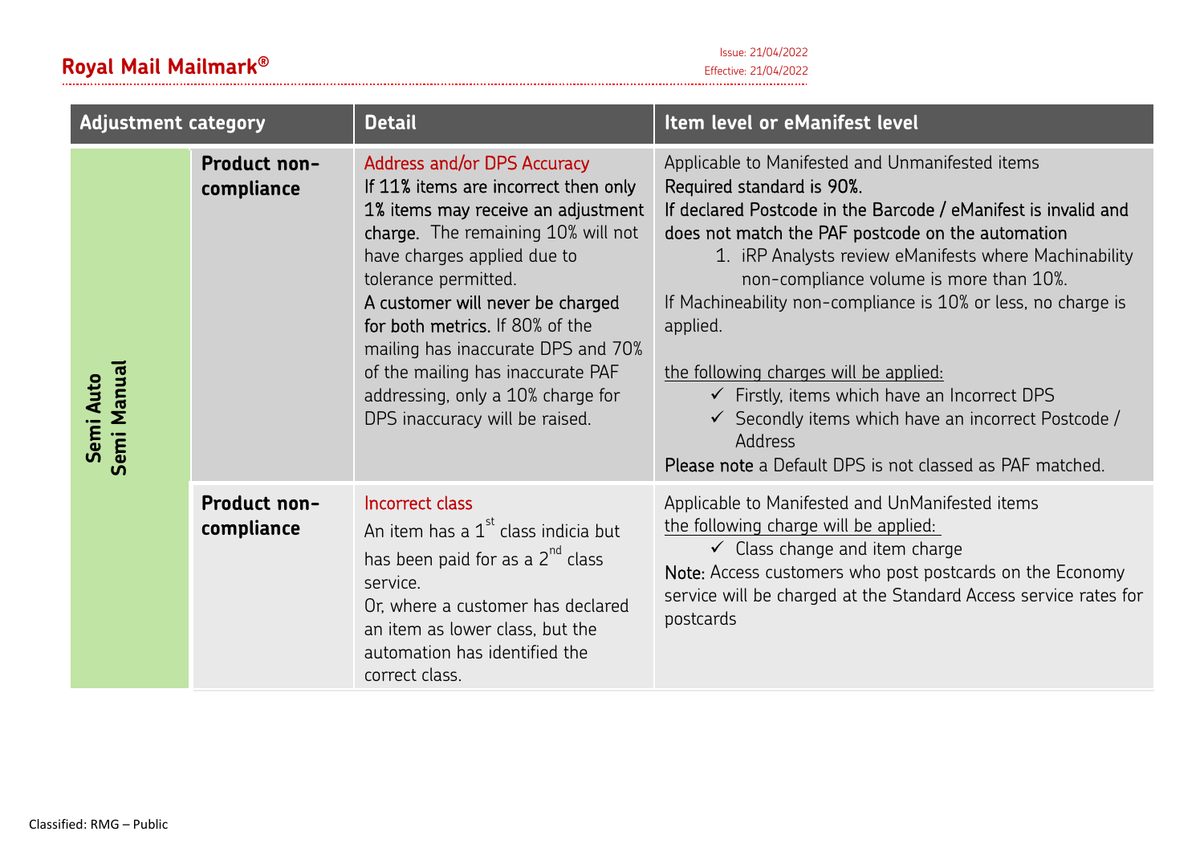| Adjustment category | | Detail | Item level or eManifest level |
|---|---|---|---|
| Semi Auto Semi Manual | **Product non-compliance** | Address and/or DPS Accuracy<br>If 11% items are incorrect then only 1% items may receive an adjustment charge. The remaining 10% will not have charges applied due to tolerance permitted.<br>A customer will never be charged for both metrics. If 80% of the mailing has inaccurate DPS and 70% of the mailing has inaccurate PAF addressing, only a 10% charge for DPS inaccuracy will be raised. | Applicable to Manifested and Unmanifested items<br>Required standard is 90%.<br>If declared Postcode in the Barcode / eManifest is invalid and does not match the PAF postcode on the automation<br>1. iRP Analysts review eManifests where Machinability non-compliance volume is more than 10%.<br>If Machineability non-compliance is 10% or less, no charge is applied.<br><br>the following charges will be applied:<br>✓ Firstly, items which have an Incorrect DPS<br>✓ Secondly items which have an incorrect Postcode / Address<br>Please note a Default DPS is not classed as PAF matched. |
| | **Product non-compliance** | Incorrect class<br>An item has a 1st class indicia but has been paid for as a 2nd class service.<br>Or, where a customer has declared an item as lower class, but the automation has identified the correct class. | Applicable to Manifested and UnManifested items<br>the following charge will be applied:<br>✓ Class change and item charge<br>Note: Access customers who post postcards on the Economy service will be charged at the Standard Access service rates for postcards |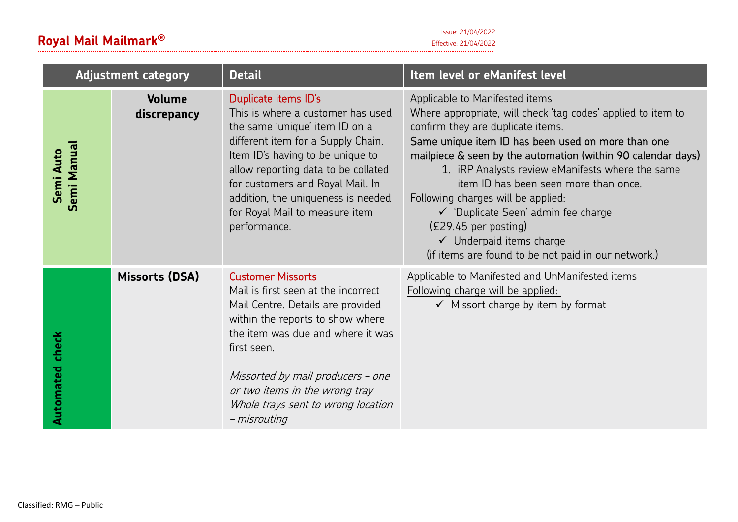| Adjustment category | | Detail | Item level or eManifest level |
|---|---|---|---|
| Semi Auto Semi Manual | **Volume discrepancy** | Duplicate items ID's<br>This is where a customer has used the same 'unique' item ID on a different item for a Supply Chain. Item ID's having to be unique to allow reporting data to be collated for customers and Royal Mail. In addition, the uniqueness is needed for Royal Mail to measure item performance. | Applicable to Manifested items<br>Where appropriate, will check 'tag codes' applied to item to confirm they are duplicate items.<br>Same unique item ID has been used on more than one mailpiece & seen by the automation (within 90 calendar days)<br>1. iRP Analysts review eManifests where the same item ID has been seen more than once.<br>Following charges will be applied:<br>✓ 'Duplicate Seen' admin fee charge (£29.45 per posting)<br>✓ Underpaid items charge (if items are found to be not paid in our network.) |
| Automated check | **Missorts (DSA)** | Customer Missorts<br>Mail is first seen at the incorrect Mail Centre. Details are provided within the reports to show where the item was due and where it was first seen.<br><br>*Missorted by mail producers – one or two items in the wrong tray*<br>*Whole trays sent to wrong location – misrouting* | Applicable to Manifested and UnManifested items<br>Following charge will be applied:<br>✓ Missort charge by item by format |

Classified: RMG – Public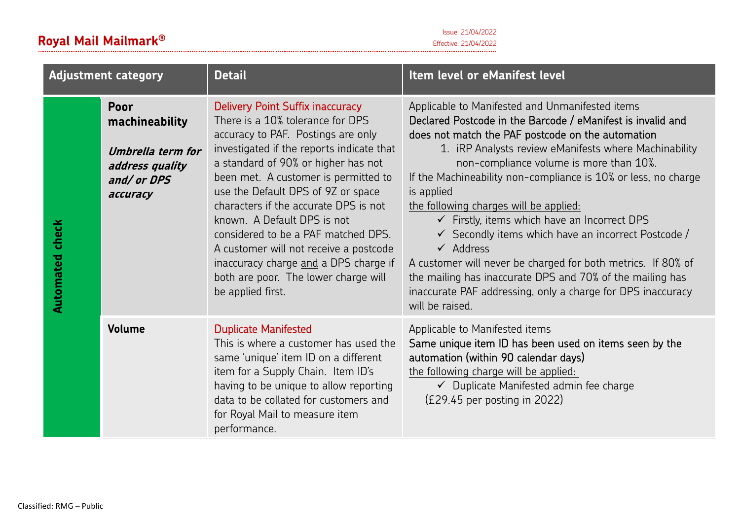| Adjustment category | | Detail | Item level or eManifest level |
|---|---|---|---|
| Automated check | **Poor machineability**<br><br>***Umbrella term for address quality and/ or DPS accuracy*** | Delivery Point Suffix inaccuracy<br>There is a 10% tolerance for DPS accuracy to PAF. Postings are only investigated if the reports indicate that a standard of 90% or higher has not been met. A customer is permitted to use the Default DPS of 9Z or space characters if the accurate DPS is not known. A Default DPS is not considered to be a PAF matched DPS. A customer will not receive a postcode inaccuracy charge and a DPS charge if both are poor. The lower charge will be applied first. | Applicable to Manifested and Unmanifested items<br>Declared Postcode in the Barcode / eManifest is invalid and does not match the PAF postcode on the automation<br>1. iRP Analysts review eManifests where Machinability non-compliance volume is more than 10%.<br>If the Machineability non-compliance is 10% or less, no charge is applied<br>the following charges will be applied:<br>✓ Firstly, items which have an Incorrect DPS<br>✓ Secondly items which have an incorrect Postcode /<br>✓ Address<br>A customer will never be charged for both metrics. If 80% of the mailing has inaccurate DPS and 70% of the mailing has inaccurate PAF addressing, only a charge for DPS inaccuracy will be raised. |
| | **Volume** | Duplicate Manifested<br>This is where a customer has used the same 'unique' item ID on a different item for a Supply Chain. Item ID's having to be unique to allow reporting data to be collated for customers and for Royal Mail to measure item performance. | Applicable to Manifested items<br>Same unique item ID has been used on items seen by the automation (within 90 calendar days)<br>the following charge will be applied:<br>✓ Duplicate Manifested admin fee charge<br>(£29.45 per posting in 2022) |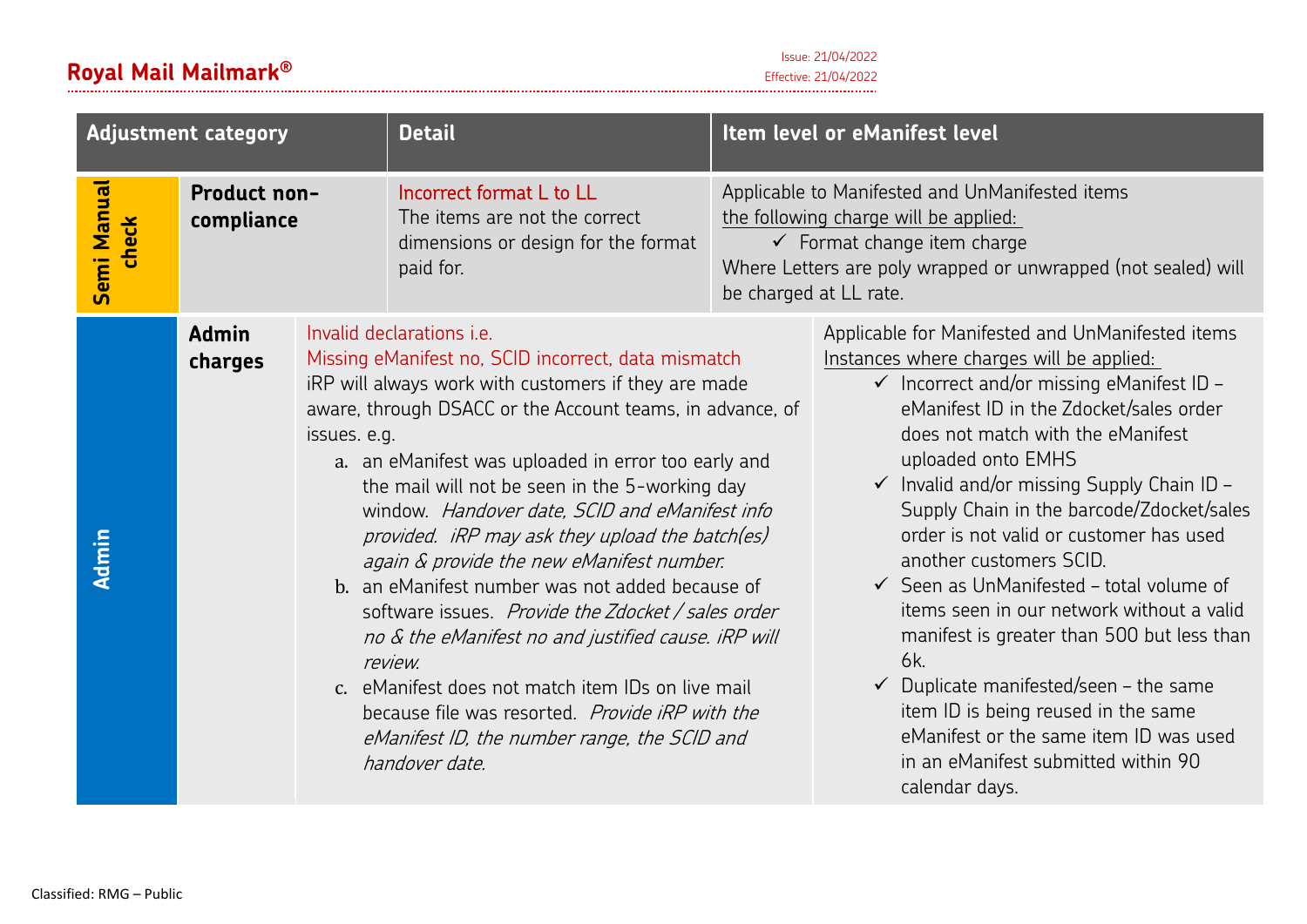| Adjustment category | | Detail | Item level or eManifest level |
|---|---|---|---|
| Semi Manual check | Product non-compliance | Incorrect format L to LL<br>The items are not the correct dimensions or design for the format paid for. | Applicable to Manifested and UnManifested items<br>the following charge will be applied:<br>✓ Format change item charge<br>Where Letters are poly wrapped or unwrapped (not sealed) will be charged at LL rate. |
| Admin | Admin charges | Invalid declarations i.e.<br>Missing eManifest no, SCID incorrect, data mismatch<br>iRP will always work with customers if they are made aware, through DSACC or the Account teams, in advance, of issues. e.g.<br>a. an eManifest was uploaded in error too early and the mail will not be seen in the 5-working day window. *Handover date, SCID and eManifest info provided. iRP may ask they upload the batch(es) again & provide the new eManifest number.*<br>b. an eManifest number was not added because of software issues. *Provide the Zdocket / sales order no & the eManifest no and justified cause. iRP will review.*<br>c. eManifest does not match item IDs on live mail because file was resorted. *Provide iRP with the eManifest ID, the number range, the SCID and handover date.* | Applicable for Manifested and UnManifested items<br>Instances where charges will be applied:<br>✓ Incorrect and/or missing eManifest ID – eManifest ID in the Zdocket/sales order does not match with the eManifest uploaded onto EMHS<br>✓ Invalid and/or missing Supply Chain ID – Supply Chain in the barcode/Zdocket/sales order is not valid or customer has used another customers SCID.<br>✓ Seen as UnManifested – total volume of items seen in our network without a valid manifest is greater than 500 but less than 6k.<br>✓ Duplicate manifested/seen – the same item ID is being reused in the same eManifest or the same item ID was used in an eManifest submitted within 90 calendar days. |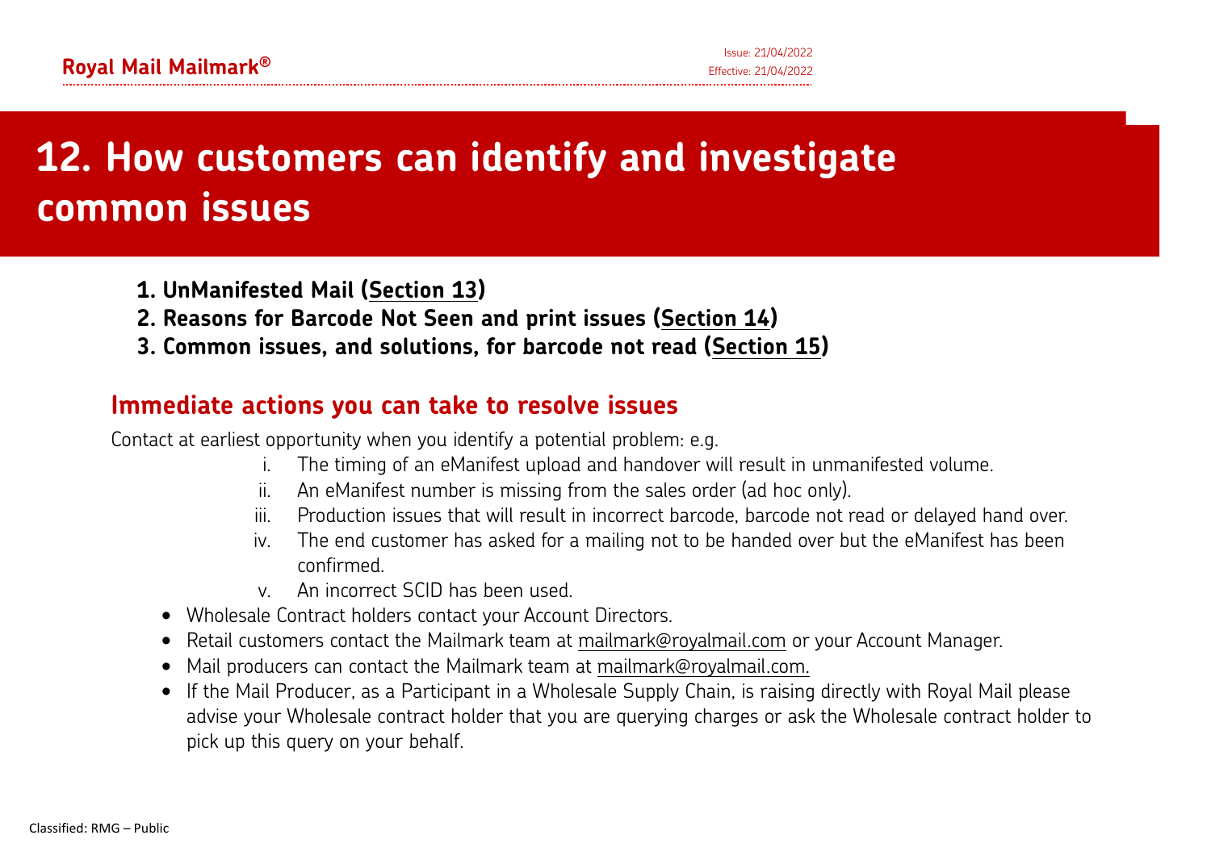# 12. How customers can identify and investigate common issues

1. **UnManifested Mail (Section 13)**
2. **Reasons for Barcode Not Seen and print issues (Section 14)**
3. **Common issues, and solutions, for barcode not read (Section 15)**

## Immediate actions you can take to resolve issues

Contact at earliest opportunity when you identify a potential problem: e.g.

i. The timing of an eManifest upload and handover will result in unmanifested volume.
ii. An eManifest number is missing from the sales order (ad hoc only).
iii. Production issues that will result in incorrect barcode, barcode not read or delayed hand over.
iv. The end customer has asked for a mailing not to be handed over but the eManifest has been confirmed.
v. An incorrect SCID has been used.

- Wholesale Contract holders contact your Account Directors.
- Retail customers contact the Mailmark team at mailmark@royalmail.com or your Account Manager.
- Mail producers can contact the Mailmark team at mailmark@royalmail.com.
- If the Mail Producer, as a Participant in a Wholesale Supply Chain, is raising directly with Royal Mail please advise your Wholesale contract holder that you are querying charges or ask the Wholesale contract holder to pick up this query on your behalf.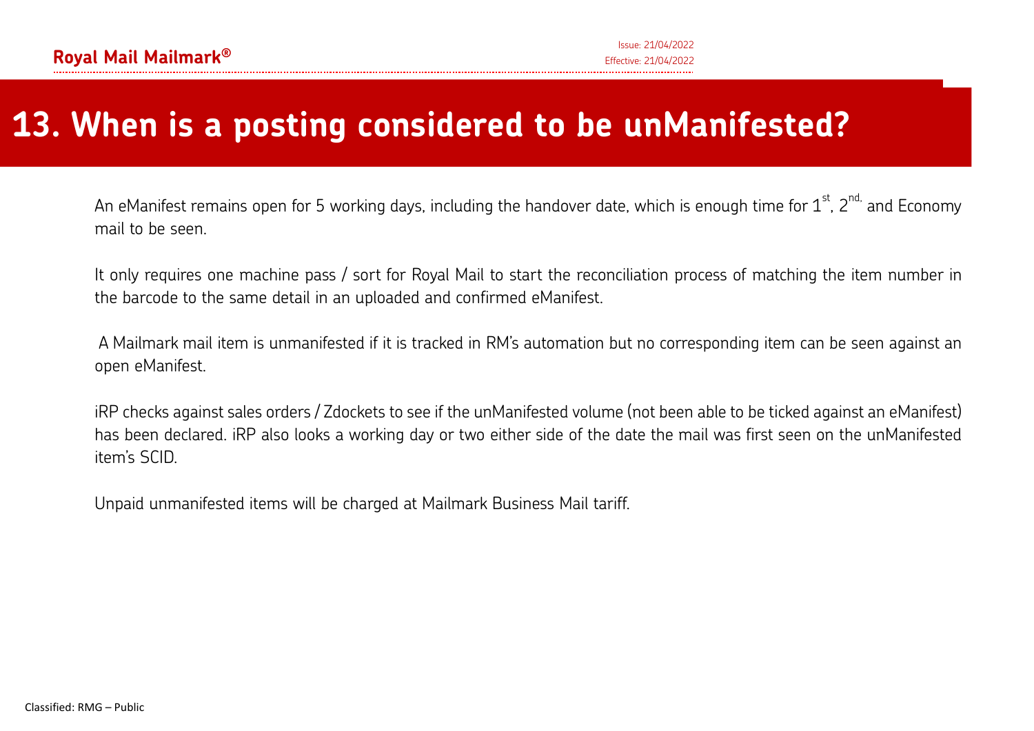# 13. When is a posting considered to be unManifested?

An eManifest remains open for 5 working days, including the handover date, which is enough time for 1st, 2nd, and Economy mail to be seen.

It only requires one machine pass / sort for Royal Mail to start the reconciliation process of matching the item number in the barcode to the same detail in an uploaded and confirmed eManifest.

A Mailmark mail item is unmanifested if it is tracked in RM's automation but no corresponding item can be seen against an open eManifest.

iRP checks against sales orders / Zdockets to see if the unManifested volume (not been able to be ticked against an eManifest) has been declared. iRP also looks a working day or two either side of the date the mail was first seen on the unManifested item's SCID.

Unpaid unmanifested items will be charged at Mailmark Business Mail tariff.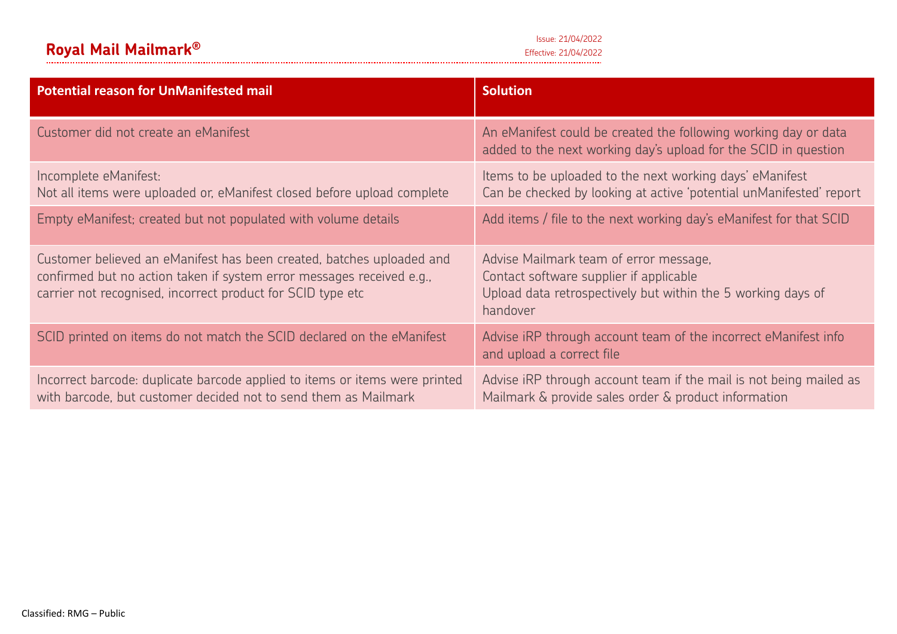| Potential reason for UnManifested mail | Solution |
|---|---|
| Customer did not create an eManifest | An eManifest could be created the following working day or data added to the next working day's upload for the SCID in question |
| Incomplete eManifest:<br>Not all items were uploaded or, eManifest closed before upload complete | Items to be uploaded to the next working days' eManifest<br>Can be checked by looking at active 'potential unManifested' report |
| Empty eManifest; created but not populated with volume details | Add items / file to the next working day's eManifest for that SCID |
| Customer believed an eManifest has been created, batches uploaded and confirmed but no action taken if system error messages received e.g., carrier not recognised, incorrect product for SCID type etc | Advise Mailmark team of error message,<br>Contact software supplier if applicable<br>Upload data retrospectively but within the 5 working days of handover |
| SCID printed on items do not match the SCID declared on the eManifest | Advise iRP through account team of the incorrect eManifest info and upload a correct file |
| Incorrect barcode: duplicate barcode applied to items or items were printed with barcode, but customer decided not to send them as Mailmark | Advise iRP through account team if the mail is not being mailed as Mailmark & provide sales order & product information |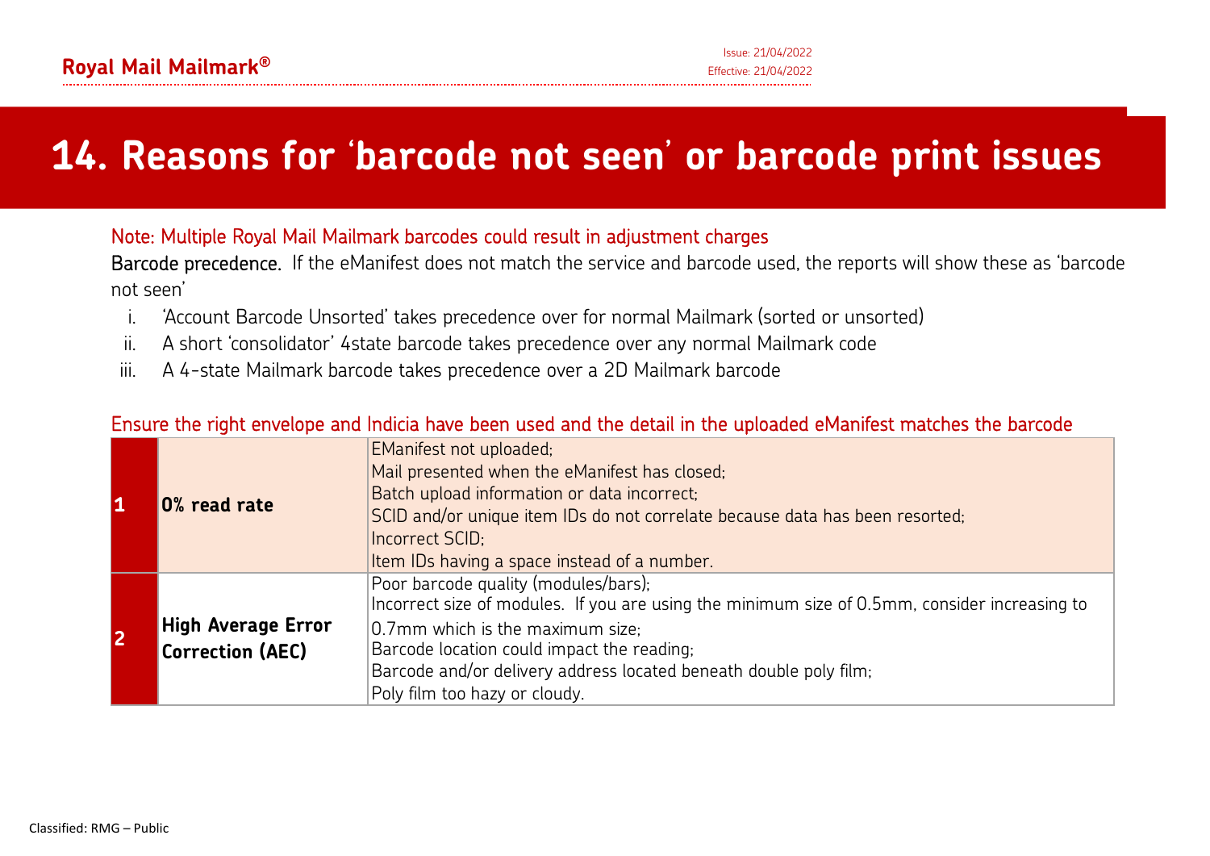# 14. Reasons for 'barcode not seen' or barcode print issues

Note: Multiple Royal Mail Mailmark barcodes could result in adjustment charges

Barcode precedence. If the eManifest does not match the service and barcode used, the reports will show these as 'barcode not seen'

i. 'Account Barcode Unsorted' takes precedence over for normal Mailmark (sorted or unsorted)
ii. A short 'consolidator' 4state barcode takes precedence over any normal Mailmark code
iii. A 4-state Mailmark barcode takes precedence over a 2D Mailmark barcode

Ensure the right envelope and Indicia have been used and the detail in the uploaded eManifest matches the barcode

| | | |
|---|---|---|
| **1** | **0% read rate** | EManifest not uploaded;<br>Mail presented when the eManifest has closed;<br>Batch upload information or data incorrect;<br>SCID and/or unique item IDs do not correlate because data has been resorted;<br>Incorrect SCID;<br>Item IDs having a space instead of a number. |
| **2** | **High Average Error Correction (AEC)** | Poor barcode quality (modules/bars);<br>Incorrect size of modules. If you are using the minimum size of 0.5mm, consider increasing to 0.7mm which is the maximum size;<br>Barcode location could impact the reading;<br>Barcode and/or delivery address located beneath double poly film;<br>Poly film too hazy or cloudy. |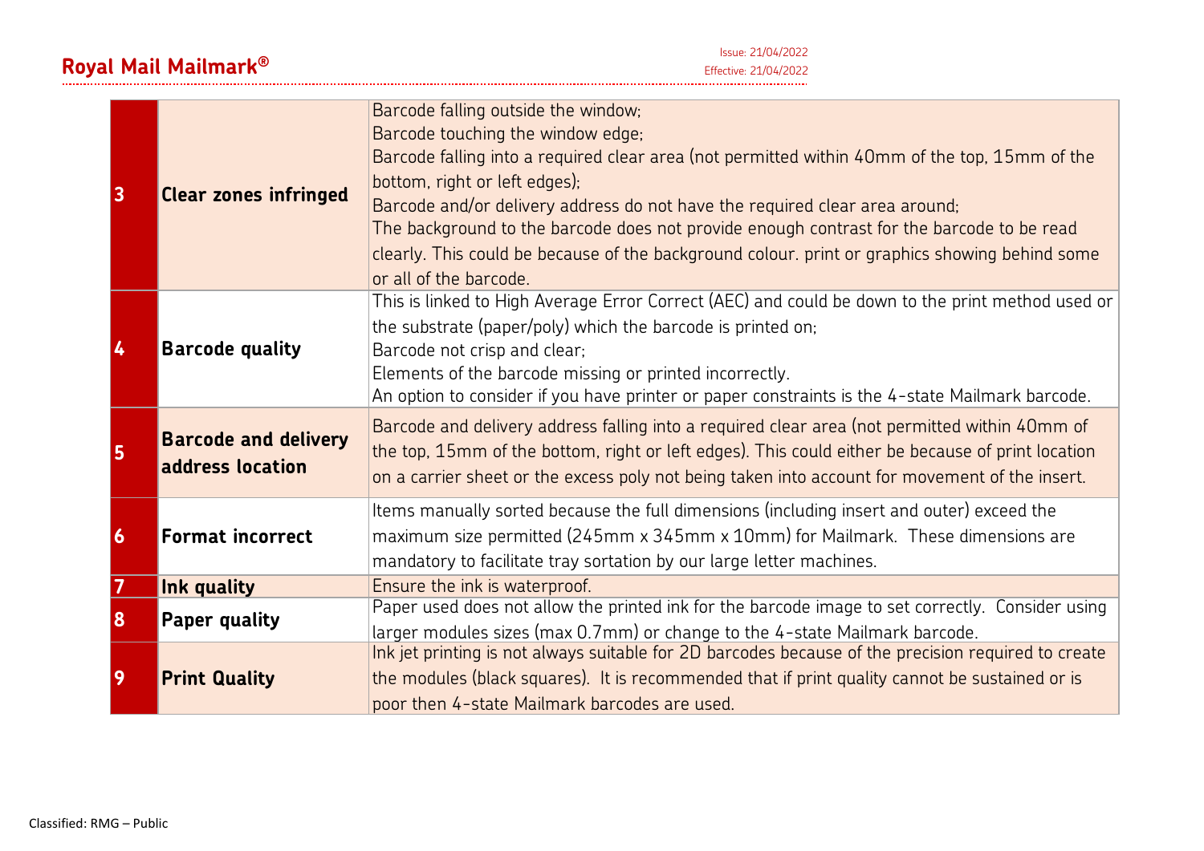| | | |
|---|---|---|
| 3 | **Clear zones infringed** | Barcode falling outside the window;<br>Barcode touching the window edge;<br>Barcode falling into a required clear area (not permitted within 40mm of the top, 15mm of the bottom, right or left edges);<br>Barcode and/or delivery address do not have the required clear area around;<br>The background to the barcode does not provide enough contrast for the barcode to be read clearly. This could be because of the background colour. print or graphics showing behind some or all of the barcode. |
| 4 | **Barcode quality** | This is linked to High Average Error Correct (AEC) and could be down to the print method used or the substrate (paper/poly) which the barcode is printed on;<br>Barcode not crisp and clear;<br>Elements of the barcode missing or printed incorrectly.<br>An option to consider if you have printer or paper constraints is the 4-state Mailmark barcode. |
| 5 | **Barcode and delivery address location** | Barcode and delivery address falling into a required clear area (not permitted within 40mm of the top, 15mm of the bottom, right or left edges). This could either be because of print location on a carrier sheet or the excess poly not being taken into account for movement of the insert. |
| 6 | **Format incorrect** | Items manually sorted because the full dimensions (including insert and outer) exceed the maximum size permitted (245mm x 345mm x 10mm) for Mailmark. These dimensions are mandatory to facilitate tray sortation by our large letter machines. |
| 7 | **Ink quality** | Ensure the ink is waterproof. |
| 8 | **Paper quality** | Paper used does not allow the printed ink for the barcode image to set correctly. Consider using larger modules sizes (max 0.7mm) or change to the 4-state Mailmark barcode. |
| 9 | **Print Quality** | Ink jet printing is not always suitable for 2D barcodes because of the precision required to create the modules (black squares). It is recommended that if print quality cannot be sustained or is poor then 4-state Mailmark barcodes are used. |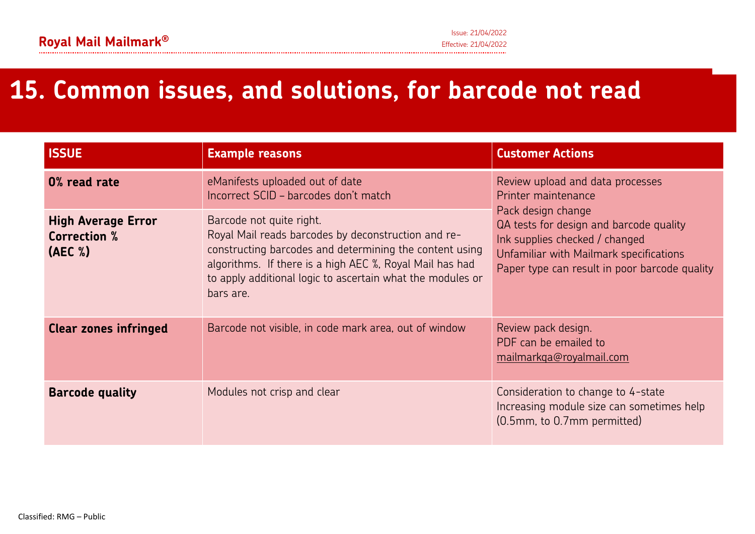# 15. Common issues, and solutions, for barcode not read

| ISSUE | Example reasons | Customer Actions |
|---|---|---|
| **0% read rate** | eManifests uploaded out of date<br>Incorrect SCID – barcodes don't match | Review upload and data processes<br>Printer maintenance<br>Pack design change<br>QA tests for design and barcode quality<br>Ink supplies checked / changed<br>Unfamiliar with Mailmark specifications<br>Paper type can result in poor barcode quality |
| **High Average Error Correction % (AEC %)** | Barcode not quite right.<br>Royal Mail reads barcodes by deconstruction and re-constructing barcodes and determining the content using algorithms. If there is a high AEC %, Royal Mail has had to apply additional logic to ascertain what the modules or bars are. | |
| **Clear zones infringed** | Barcode not visible, in code mark area, out of window | Review pack design.<br>PDF can be emailed to mailmarkqa@royalmail.com |
| **Barcode quality** | Modules not crisp and clear | Consideration to change to 4-state<br>Increasing module size can sometimes help (0.5mm, to 0.7mm permitted) |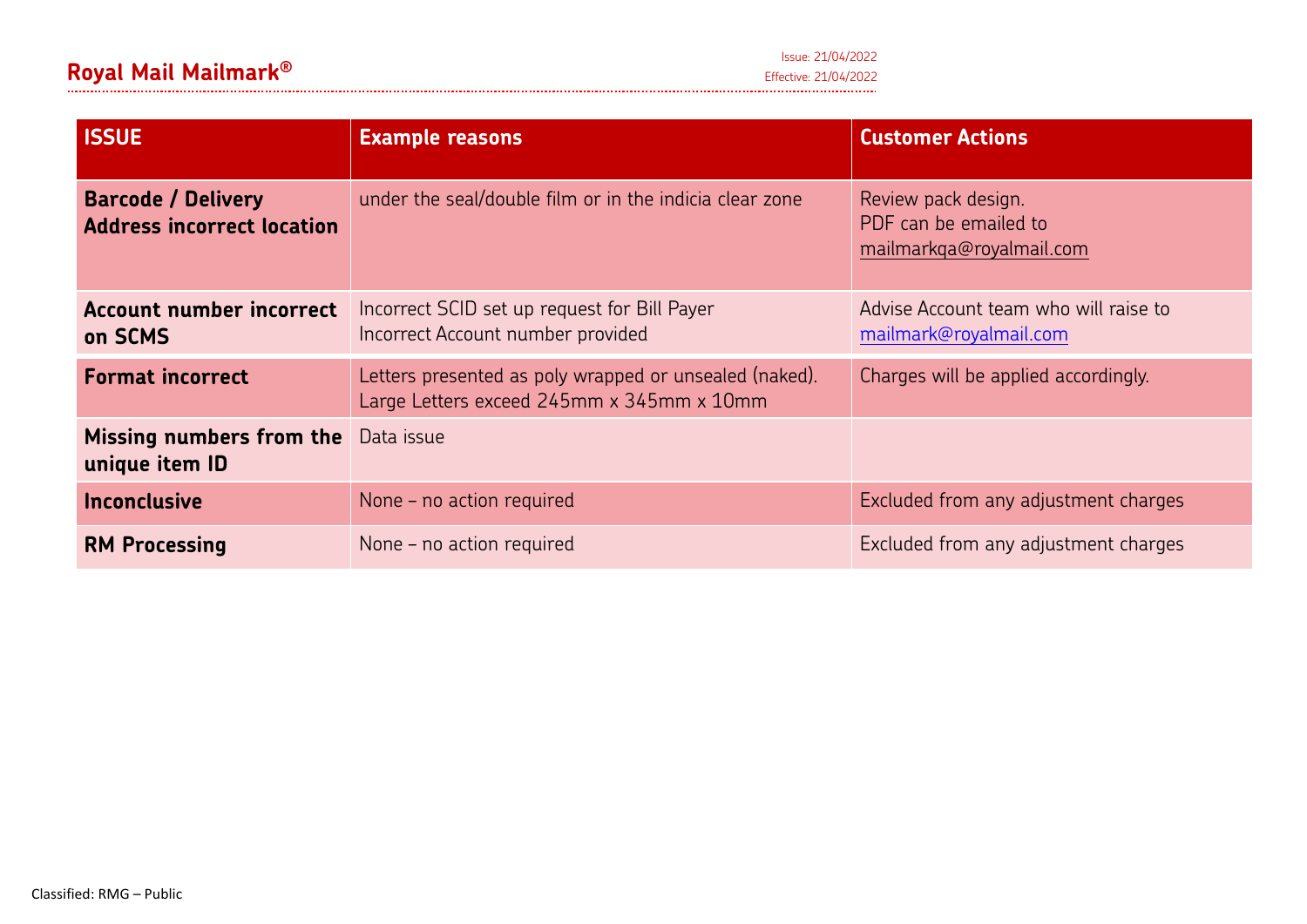| ISSUE | Example reasons | Customer Actions |
|---|---|---|
| **Barcode / Delivery Address incorrect location** | under the seal/double film or in the indicia clear zone | Review pack design.<br>PDF can be emailed to mailmarkqa@royalmail.com |
| **Account number incorrect on SCMS** | Incorrect SCID set up request for Bill Payer<br>Incorrect Account number provided | Advise Account team who will raise to mailmark@royalmail.com |
| **Format incorrect** | Letters presented as poly wrapped or unsealed (naked).<br>Large Letters exceed 245mm x 345mm x 10mm | Charges will be applied accordingly. |
| **Missing numbers from the unique item ID** | Data issue | |
| **Inconclusive** | None – no action required | Excluded from any adjustment charges |
| **RM Processing** | None – no action required | Excluded from any adjustment charges |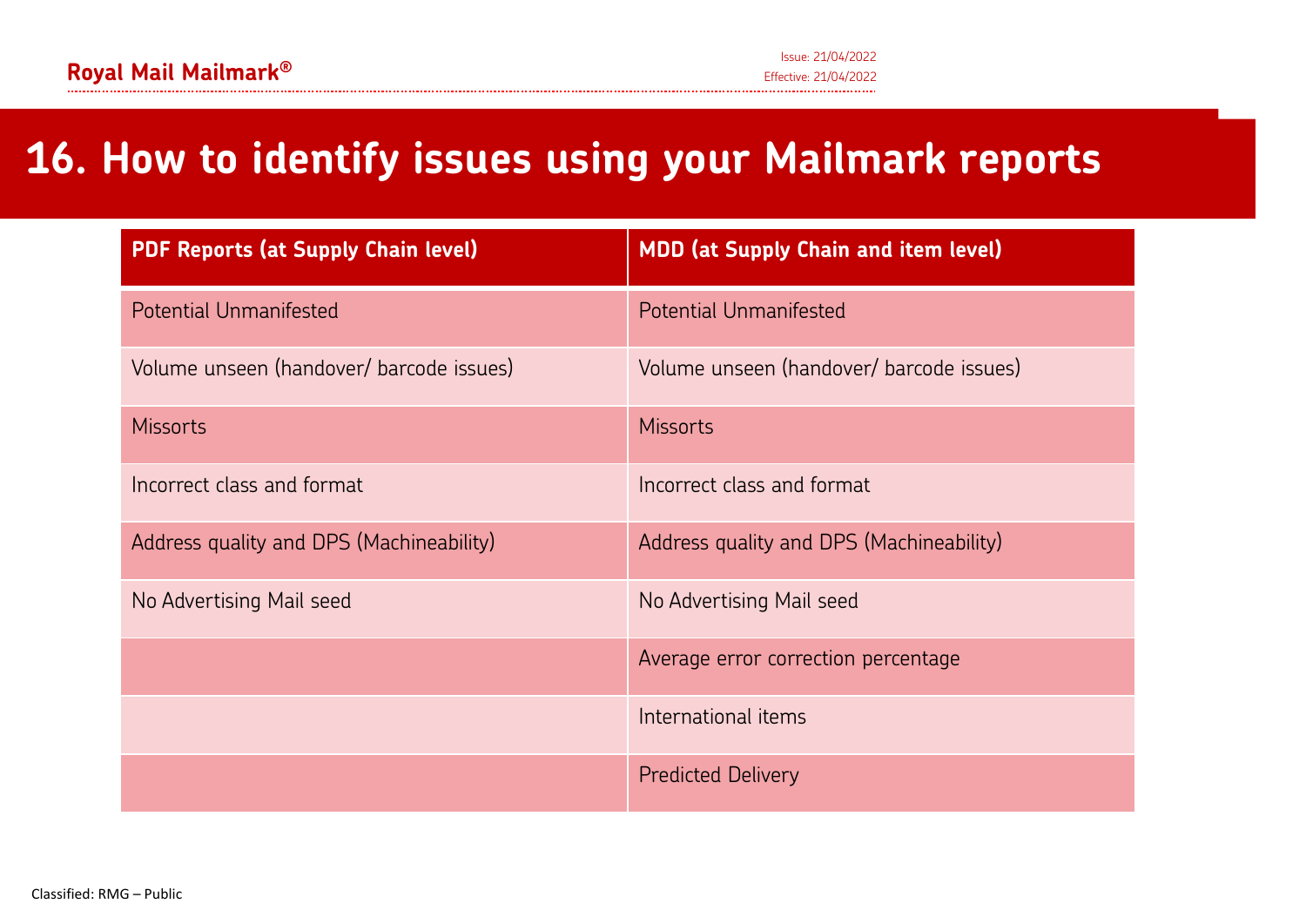# 16. How to identify issues using your Mailmark reports

| PDF Reports (at Supply Chain level) | MDD (at Supply Chain and item level) |
| --- | --- |
| Potential Unmanifested | Potential Unmanifested |
| Volume unseen (handover/ barcode issues) | Volume unseen (handover/ barcode issues) |
| Missorts | Missorts |
| Incorrect class and format | Incorrect class and format |
| Address quality and DPS (Machineability) | Address quality and DPS (Machineability) |
| No Advertising Mail seed | No Advertising Mail seed |
| | Average error correction percentage |
| | International items |
| | Predicted Delivery |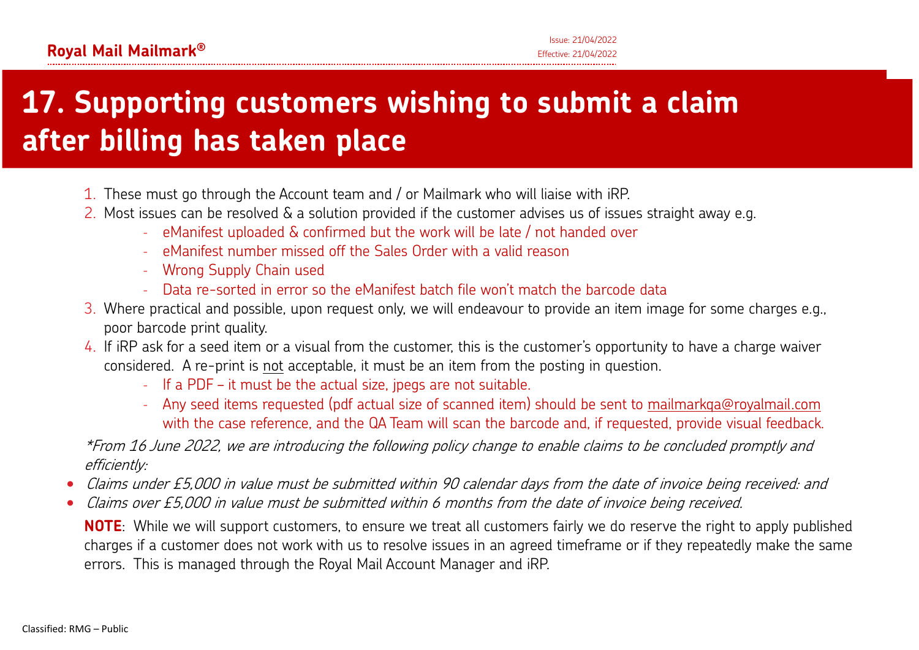# 17. Supporting customers wishing to submit a claim after billing has taken place

1. These must go through the Account team and / or Mailmark who will liaise with iRP.
2. Most issues can be resolved & a solution provided if the customer advises us of issues straight away e.g.
   - eManifest uploaded & confirmed but the work will be late / not handed over
   - eManifest number missed off the Sales Order with a valid reason
   - Wrong Supply Chain used
   - Data re-sorted in error so the eManifest batch file won't match the barcode data
3. Where practical and possible, upon request only, we will endeavour to provide an item image for some charges e.g., poor barcode print quality.
4. If iRP ask for a seed item or a visual from the customer, this is the customer's opportunity to have a charge waiver considered. A re-print is not acceptable, it must be an item from the posting in question.
   - If a PDF – it must be the actual size, jpegs are not suitable.
   - Any seed items requested (pdf actual size of scanned item) should be sent to mailmarkqa@royalmail.com with the case reference, and the QA Team will scan the barcode and, if requested, provide visual feedback.

*\*From 16 June 2022, we are introducing the following policy change to enable claims to be concluded promptly and efficiently:*

- *Claims under £5,000 in value must be submitted within 90 calendar days from the date of invoice being received: and*
- *Claims over £5,000 in value must be submitted within 6 months from the date of invoice being received.*

**NOTE**: While we will support customers, to ensure we treat all customers fairly we do reserve the right to apply published charges if a customer does not work with us to resolve issues in an agreed timeframe or if they repeatedly make the same errors. This is managed through the Royal Mail Account Manager and iRP.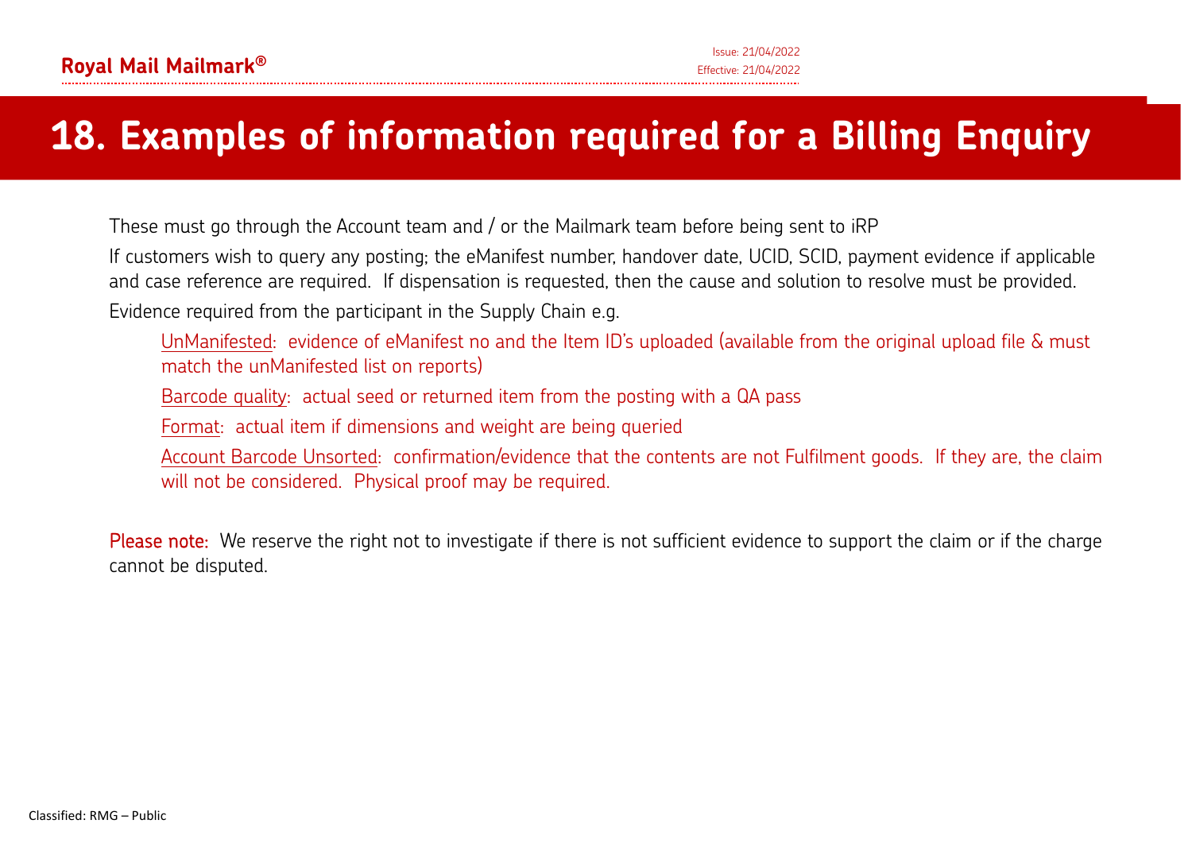# 18. Examples of information required for a Billing Enquiry

These must go through the Account team and / or the Mailmark team before being sent to iRP

If customers wish to query any posting; the eManifest number, handover date, UCID, SCID, payment evidence if applicable and case reference are required. If dispensation is requested, then the cause and solution to resolve must be provided.

Evidence required from the participant in the Supply Chain e.g.

- UnManifested: evidence of eManifest no and the Item ID's uploaded (available from the original upload file & must match the unManifested list on reports)
- Barcode quality: actual seed or returned item from the posting with a QA pass
- Format: actual item if dimensions and weight are being queried
- Account Barcode Unsorted: confirmation/evidence that the contents are not Fulfilment goods. If they are, the claim will not be considered. Physical proof may be required.

Please note: We reserve the right not to investigate if there is not sufficient evidence to support the claim or if the charge cannot be disputed.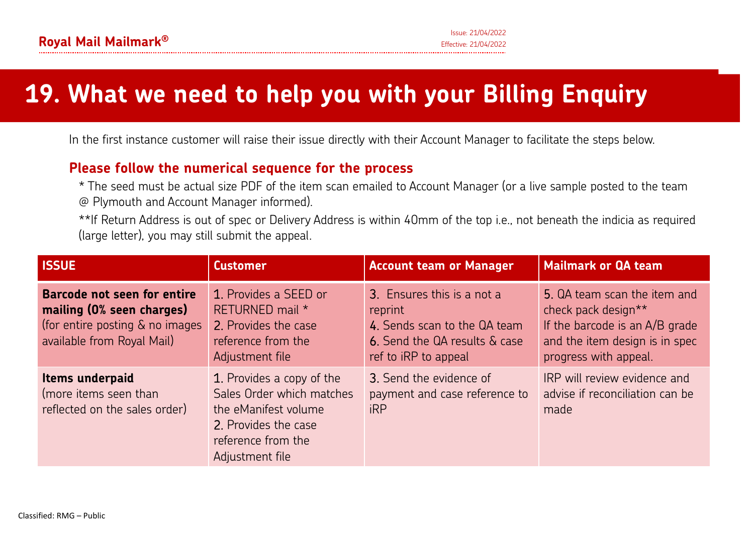# 19. What we need to help you with your Billing Enquiry

In the first instance customer will raise their issue directly with their Account Manager to facilitate the steps below.

### Please follow the numerical sequence for the process

* The seed must be actual size PDF of the item scan emailed to Account Manager (or a live sample posted to the team @ Plymouth and Account Manager informed).

**If Return Address is out of spec or Delivery Address is within 40mm of the top i.e., not beneath the indicia as required (large letter), you may still submit the appeal.

| ISSUE | Customer | Account team or Manager | Mailmark or QA team |
|---|---|---|---|
| **Barcode not seen for entire mailing (0% seen charges)** (for entire posting & no images available from Royal Mail) | 1. Provides a SEED or RETURNED mail *<br>2. Provides the case reference from the Adjustment file | 3. Ensures this is a not a reprint<br>4. Sends scan to the QA team<br>6. Send the QA results & case ref to iRP to appeal | 5. QA team scan the item and check pack design**<br>If the barcode is an A/B grade and the item design is in spec progress with appeal. |
| **Items underpaid** (more items seen than reflected on the sales order) | 1. Provides a copy of the Sales Order which matches the eManifest volume<br>2. Provides the case reference from the Adjustment file | 3. Send the evidence of payment and case reference to iRP | IRP will review evidence and advise if reconciliation can be made |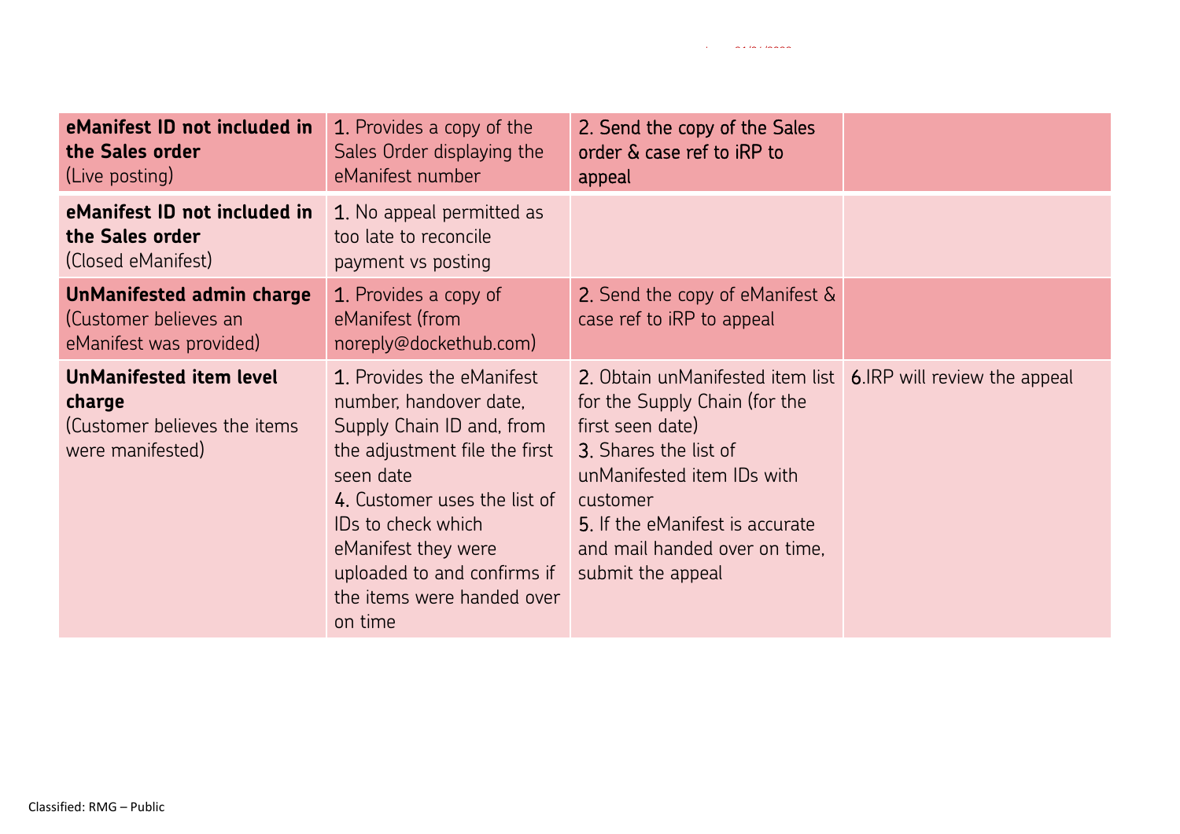| | | | |
|---|---|---|---|
| **eManifest ID not included in the Sales order** (Live posting) | 1. Provides a copy of the Sales Order displaying the eManifest number | 2. Send the copy of the Sales order & case ref to iRP to appeal | |
| **eManifest ID not included in the Sales order** (Closed eManifest) | 1. No appeal permitted as too late to reconcile payment vs posting | | |
| **UnManifested admin charge** (Customer believes an eManifest was provided) | 1. Provides a copy of eManifest (from noreply@dockethub.com) | 2. Send the copy of eManifest & case ref to iRP to appeal | |
| **UnManifested item level charge** (Customer believes the items were manifested) | 1. Provides the eManifest number, handover date, Supply Chain ID and, from the adjustment file the first seen date<br>4. Customer uses the list of IDs to check which eManifest they were uploaded to and confirms if the items were handed over on time | 2. Obtain unManifested item list for the Supply Chain (for the first seen date)<br>3. Shares the list of unManifested item IDs with customer<br>5. If the eManifest is accurate and mail handed over on time, submit the appeal | 6.IRP will review the appeal |

Classified: RMG – Public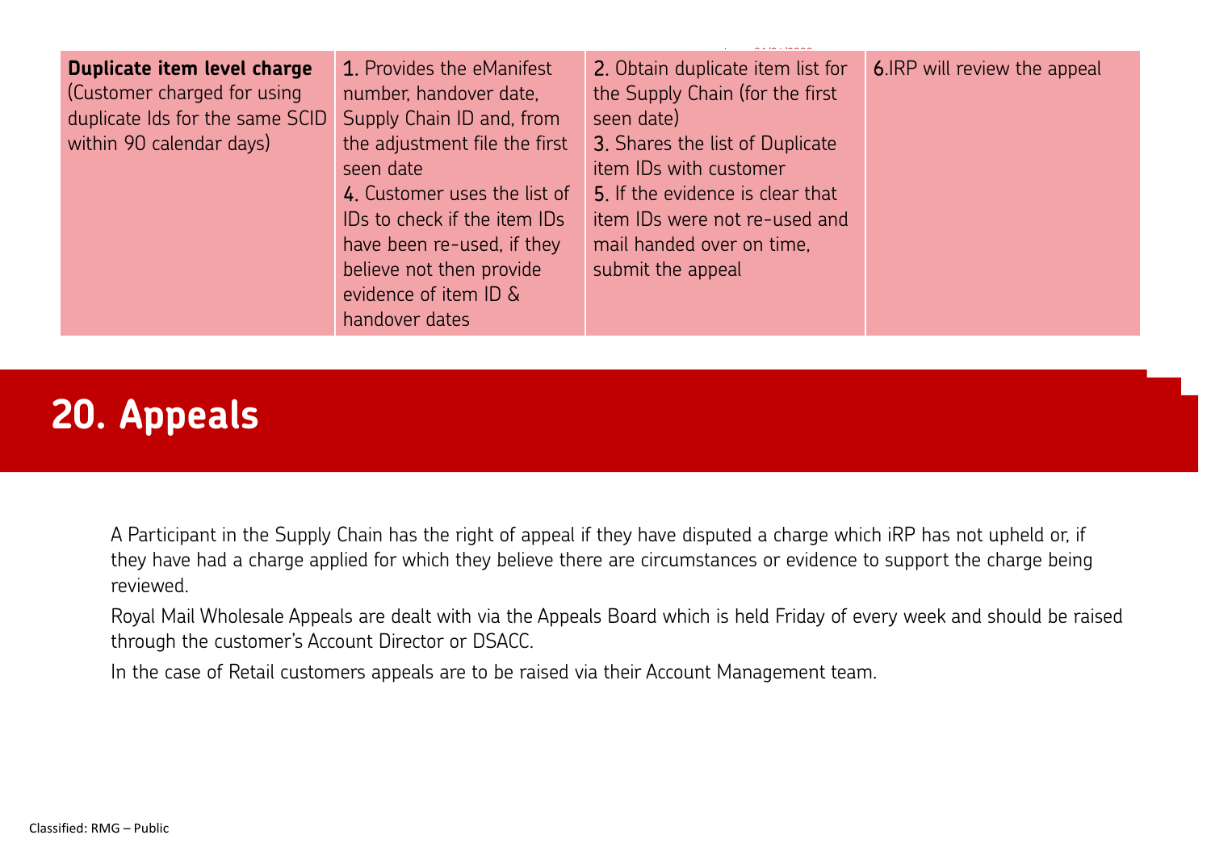| **Duplicate item level charge** (Customer charged for using duplicate Ids for the same SCID within 90 calendar days) | 1. Provides the eManifest number, handover date, Supply Chain ID and, from the adjustment file the first seen date<br>4. Customer uses the list of IDs to check if the item IDs have been re-used, if they believe not then provide evidence of item ID & handover dates | 2. Obtain duplicate item list for the Supply Chain (for the first seen date)<br>3. Shares the list of Duplicate item IDs with customer<br>5. If the evidence is clear that item IDs were not re-used and mail handed over on time, submit the appeal | 6.IRP will review the appeal |
|---|---|---|---|

# 20. Appeals

A Participant in the Supply Chain has the right of appeal if they have disputed a charge which iRP has not upheld or, if they have had a charge applied for which they believe there are circumstances or evidence to support the charge being reviewed.

Royal Mail Wholesale Appeals are dealt with via the Appeals Board which is held Friday of every week and should be raised through the customer's Account Director or DSACC.

In the case of Retail customers appeals are to be raised via their Account Management team.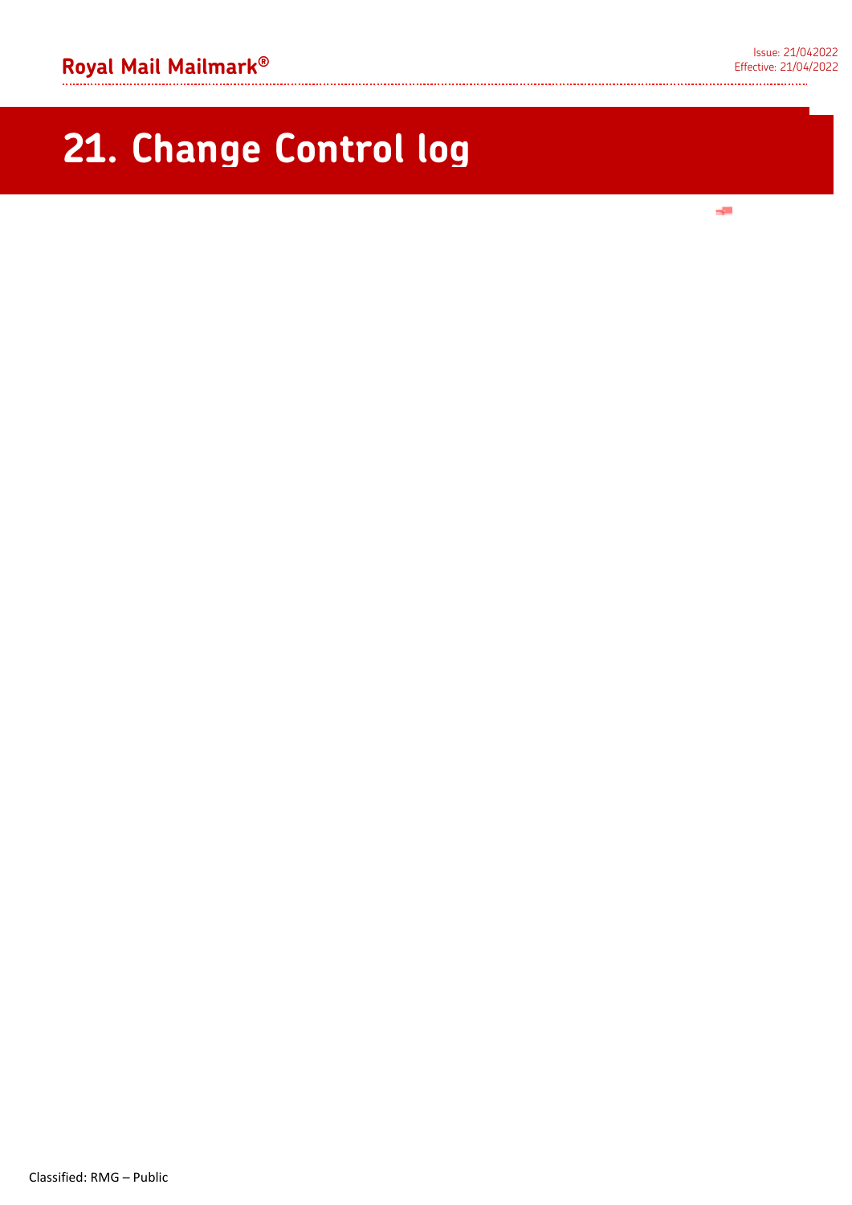# 21. Change Control log